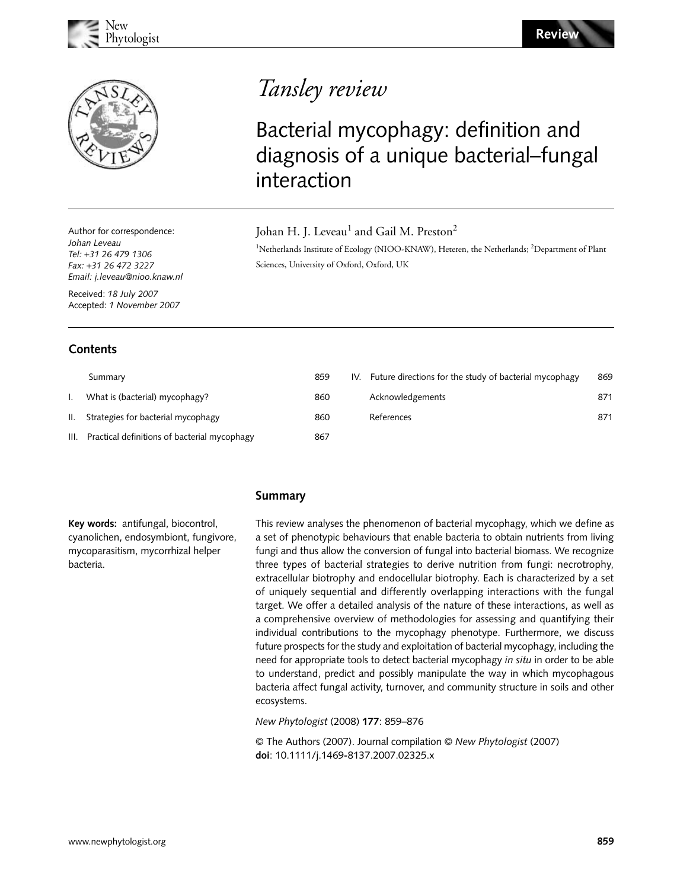# Tansley review

## Bacterial mycophagy: definition and diagnosis of a unique bacterial–fungal interaction

Johan H. J. Leveau[1] and Gail M. Preston[2]

[1]Netherlands Institute of Ecology (NIOO-KNAW), Heteren, the Netherlands; [2]Department of Plant Sciences, University of Oxford, Oxford, UK

Author for correspondence:
*Johan Leveau*
*Tel: +31 26 479 1306*
*Fax: +31 26 472 3227*
*Email: j.leveau@nioo.knaw.nl*

Received: *18 July 2007*
Accepted: *1 November 2007*

## Contents

| | | |
|---|---|---|
| | Summary | 859 |
| I. | What is (bacterial) mycophagy? | 860 |
| II. | Strategies for bacterial mycophagy | 860 |
| III. | Practical definitions of bacterial mycophagy | 867 |
| IV. | Future directions for the study of bacterial mycophagy | 869 |
| | Acknowledgements | 871 |
| | References | 871 |

## Summary

**Key words:** antifungal, biocontrol, cyanolichen, endosymbiont, fungivore, mycoparasitism, mycorrhizal helper bacteria.

This review analyses the phenomenon of bacterial mycophagy, which we define as a set of phenotypic behaviours that enable bacteria to obtain nutrients from living fungi and thus allow the conversion of fungal into bacterial biomass. We recognize three types of bacterial strategies to derive nutrition from fungi: necrotrophy, extracellular biotrophy and endocellular biotrophy. Each is characterized by a set of uniquely sequential and differently overlapping interactions with the fungal target. We offer a detailed analysis of the nature of these interactions, as well as a comprehensive overview of methodologies for assessing and quantifying their individual contributions to the mycophagy phenotype. Furthermore, we discuss future prospects for the study and exploitation of bacterial mycophagy, including the need for appropriate tools to detect bacterial mycophagy *in situ* in order to be able to understand, predict and possibly manipulate the way in which mycophagous bacteria affect fungal activity, turnover, and community structure in soils and other ecosystems.

*New Phytologist* (2008) **177**: 859–876

© The Authors (2007). Journal compilation © *New Phytologist* (2007)
**doi**: 10.1111/j.1469-8137.2007.02325.x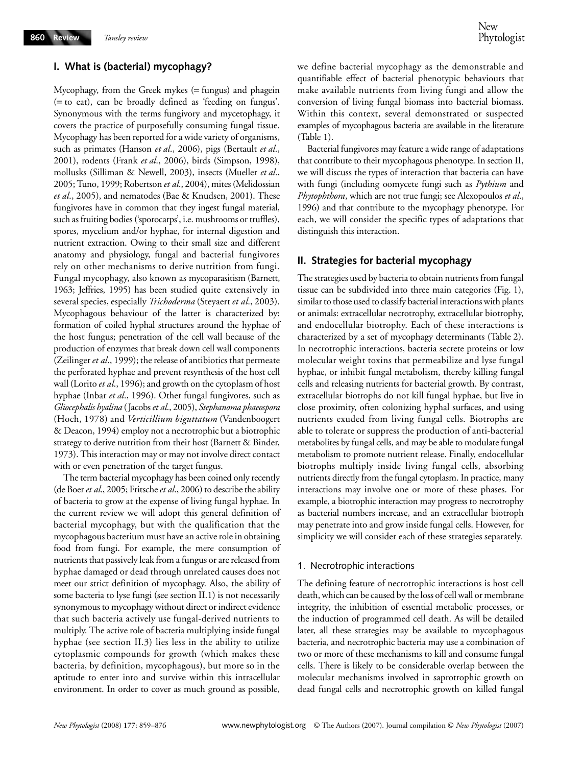## I. What is (bacterial) mycophagy?

Mycophagy, from the Greek mykes (= fungus) and phagein (= to eat), can be broadly defined as 'feeding on fungus'. Synonymous with the terms fungivory and mycetophagy, it covers the practice of purposefully consuming fungal tissue. Mycophagy has been reported for a wide variety of organisms, such as primates (Hanson *et al*., 2006), pigs (Bertault *et al*., 2001), rodents (Frank *et al*., 2006), birds (Simpson, 1998), mollusks (Silliman & Newell, 2003), insects (Mueller *et al*., 2005; Tuno, 1999; Robertson *et al*., 2004), mites (Melidossian *et al*., 2005), and nematodes (Bae & Knudsen, 2001). These fungivores have in common that they ingest fungal material, such as fruiting bodies ('sporocarps', i.e. mushrooms or truffles), spores, mycelium and/or hyphae, for internal digestion and nutrient extraction. Owing to their small size and different anatomy and physiology, fungal and bacterial fungivores rely on other mechanisms to derive nutrition from fungi. Fungal mycophagy, also known as mycoparasitism (Barnett, 1963; Jeffries, 1995) has been studied quite extensively in several species, especially *Trichoderma* (Steyaert *et al*., 2003). Mycophagous behaviour of the latter is characterized by: formation of coiled hyphal structures around the hyphae of the host fungus; penetration of the cell wall because of the production of enzymes that break down cell wall components (Zeilinger *et al*., 1999); the release of antibiotics that permeate the perforated hyphae and prevent resynthesis of the host cell wall (Lorito *et al*., 1996); and growth on the cytoplasm of host hyphae (Inbar *et al*., 1996). Other fungal fungivores, such as *Gliocephalis hyalina* (Jacobs *et al*., 2005), *Stephanoma phaeospora* (Hoch, 1978) and *Verticillium biguttatum* (Vandenboogert & Deacon, 1994) employ not a necrotrophic but a biotrophic strategy to derive nutrition from their host (Barnett & Binder, 1973). This interaction may or may not involve direct contact with or even penetration of the target fungus.

The term bacterial mycophagy has been coined only recently (de Boer *et al*., 2005; Fritsche *et al*., 2006) to describe the ability of bacteria to grow at the expense of living fungal hyphae. In the current review we will adopt this general definition of bacterial mycophagy, but with the qualification that the mycophagous bacterium must have an active role in obtaining food from fungi. For example, the mere consumption of nutrients that passively leak from a fungus or are released from hyphae damaged or dead through unrelated causes does not meet our strict definition of mycophagy. Also, the ability of some bacteria to lyse fungi (see section II.1) is not necessarily synonymous to mycophagy without direct or indirect evidence that such bacteria actively use fungal-derived nutrients to multiply. The active role of bacteria multiplying inside fungal hyphae (see section II.3) lies less in the ability to utilize cytoplasmic compounds for growth (which makes these bacteria, by definition, mycophagous), but more so in the aptitude to enter into and survive within this intracellular environment. In order to cover as much ground as possible, we define bacterial mycophagy as the demonstrable and quantifiable effect of bacterial phenotypic behaviours that make available nutrients from living fungi and allow the conversion of living fungal biomass into bacterial biomass. Within this context, several demonstrated or suspected examples of mycophagous bacteria are available in the literature (Table 1).

Bacterial fungivores may feature a wide range of adaptations that contribute to their mycophagous phenotype. In section II, we will discuss the types of interaction that bacteria can have with fungi (including oomycete fungi such as *Pythium* and *Phytophthora*, which are not true fungi; see Alexopoulos *et al*., 1996) and that contribute to the mycophagy phenotype. For each, we will consider the specific types of adaptations that distinguish this interaction.

## II. Strategies for bacterial mycophagy

The strategies used by bacteria to obtain nutrients from fungal tissue can be subdivided into three main categories (Fig. 1), similar to those used to classify bacterial interactions with plants or animals: extracellular necrotrophy, extracellular biotrophy, and endocellular biotrophy. Each of these interactions is characterized by a set of mycophagy determinants (Table 2). In necrotrophic interactions, bacteria secrete proteins or low molecular weight toxins that permeabilize and lyse fungal hyphae, or inhibit fungal metabolism, thereby killing fungal cells and releasing nutrients for bacterial growth. By contrast, extracellular biotrophs do not kill fungal hyphae, but live in close proximity, often colonizing hyphal surfaces, and using nutrients exuded from living fungal cells. Biotrophs are able to tolerate or suppress the production of anti-bacterial metabolites by fungal cells, and may be able to modulate fungal metabolism to promote nutrient release. Finally, endocellular biotrophs multiply inside living fungal cells, absorbing nutrients directly from the fungal cytoplasm. In practice, many interactions may involve one or more of these phases. For example, a biotrophic interaction may progress to necrotrophy as bacterial numbers increase, and an extracellular biotroph may penetrate into and grow inside fungal cells. However, for simplicity we will consider each of these strategies separately.

### 1. Necrotrophic interactions

The defining feature of necrotrophic interactions is host cell death, which can be caused by the loss of cell wall or membrane integrity, the inhibition of essential metabolic processes, or the induction of programmed cell death. As will be detailed later, all these strategies may be available to mycophagous bacteria, and necrotrophic bacteria may use a combination of two or more of these mechanisms to kill and consume fungal cells. There is likely to be considerable overlap between the molecular mechanisms involved in saprotrophic growth on dead fungal cells and necrotrophic growth on killed fungal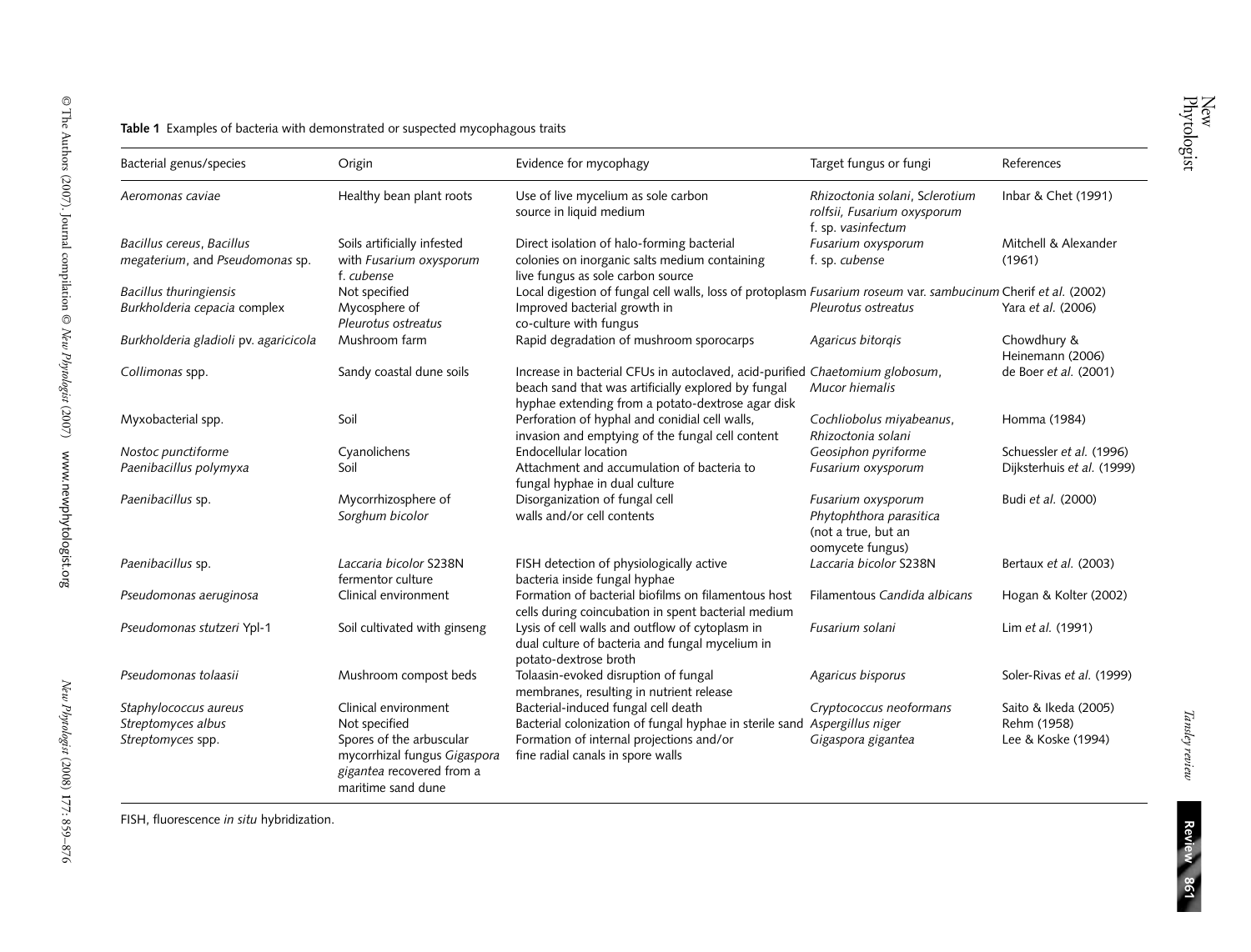**Table 1** Examples of bacteria with demonstrated or suspected mycophagous traits

| Bacterial genus/species | Origin | Evidence for mycophagy | Target fungus or fungi | References |
|---|---|---|---|---|
| *Aeromonas caviae* | Healthy bean plant roots | Use of live mycelium as sole carbon source in liquid medium | *Rhizoctonia solani*, *Sclerotium rolfsii*, *Fusarium oxysporum* f. sp. *vasinfectum* | Inbar & Chet (1991) |
| *Bacillus cereus*, *Bacillus megaterium*, and *Pseudomonas* sp. | Soils artificially infested with *Fusarium oxysporum* f. *cubense* | Direct isolation of halo-forming bacterial colonies on inorganic salts medium containing live fungus as sole carbon source | *Fusarium oxysporum* f. sp. *cubense* | Mitchell & Alexander (1961) |
| *Bacillus thuringiensis* | Not specified | Local digestion of fungal cell walls, loss of protoplasm | *Fusarium roseum* var. *sambucinum* | Cherif *et al.* (2002) |
| *Burkholderia cepacia* complex | Mycosphere of *Pleurotus ostreatus* | Improved bacterial growth in co-culture with fungus | *Pleurotus ostreatus* | Yara *et al.* (2006) |
| *Burkholderia gladioli* pv. *agaricicola* | Mushroom farm | Rapid degradation of mushroom sporocarps | *Agaricus bitorqis* | Chowdhury & Heinemann (2006) |
| *Collimonas* spp. | Sandy coastal dune soils | Increase in bacterial CFUs in autoclaved, acid-purified beach sand that was artificially explored by fungal hyphae extending from a potato-dextrose agar disk | *Chaetomium globosum*, *Mucor hiemalis* | de Boer *et al.* (2001) |
| Myxobacterial spp. | Soil | Perforation of hyphal and conidial cell walls, invasion and emptying of the fungal cell content | *Cochliobolus miyabeanus*, *Rhizoctonia solani* | Homma (1984) |
| *Nostoc punctiforme* | Cyanolichens | Endocellular location | *Geosiphon pyriforme* | Schuessler *et al.* (1996) |
| *Paenibacillus polymyxa* | Soil | Attachment and accumulation of bacteria to fungal hyphae in dual culture | *Fusarium oxysporum* | Dijksterhuis *et al.* (1999) |
| *Paenibacillus* sp. | Mycorrhizosphere of *Sorghum bicolor* | Disorganization of fungal cell walls and/or cell contents | *Fusarium oxysporum* *Phytophthora parasitica* (not a true, but an oomycete fungus) | Budi *et al.* (2000) |
| *Paenibacillus* sp. | *Laccaria bicolor* S238N fermentor culture | FISH detection of physiologically active bacteria inside fungal hyphae | *Laccaria bicolor* S238N | Bertaux *et al.* (2003) |
| *Pseudomonas aeruginosa* | Clinical environment | Formation of bacterial biofilms on filamentous host cells during coincubation in spent bacterial medium | Filamentous *Candida albicans* | Hogan & Kolter (2002) |
| *Pseudomonas stutzeri* Ypl-1 | Soil cultivated with ginseng | Lysis of cell walls and outflow of cytoplasm in dual culture of bacteria and fungal mycelium in potato-dextrose broth | *Fusarium solani* | Lim *et al.* (1991) |
| *Pseudomonas tolaasii* | Mushroom compost beds | Tolaasin-evoked disruption of fungal membranes, resulting in nutrient release | *Agaricus bisporus* | Soler-Rivas *et al.* (1999) |
| *Staphylococcus aureus* | Clinical environment | Bacterial-induced fungal cell death | *Cryptococcus neoformans* | Saito & Ikeda (2005) |
| *Streptomyces albus* | Not specified | Bacterial colonization of fungal hyphae in sterile sand | *Aspergillus niger* | Rehm (1958) |
| *Streptomyces* spp. | Spores of the arbuscular mycorrhizal fungus *Gigaspora gigantea* recovered from a maritime sand dune | Formation of internal projections and/or fine radial canals in spore walls | *Gigaspora gigantea* | Lee & Koske (1994) |

FISH, fluorescence *in situ* hybridization.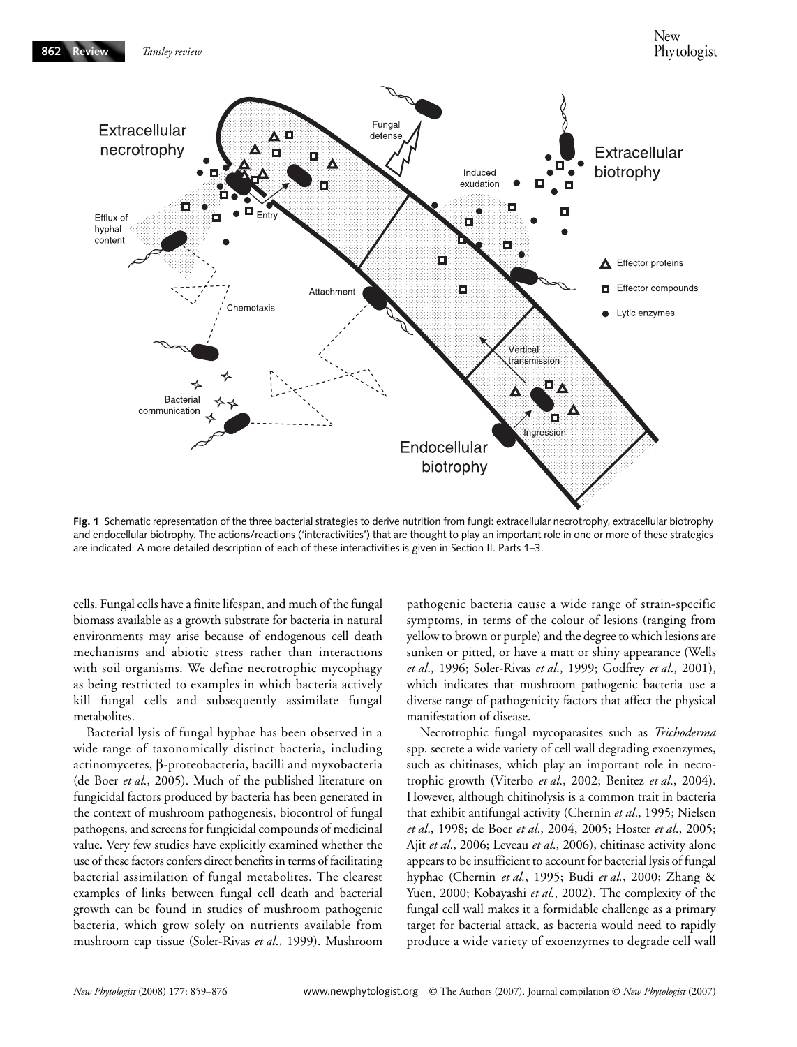**Fig. 1** Schematic representation of the three bacterial strategies to derive nutrition from fungi: extracellular necrotrophy, extracellular biotrophy and endocellular biotrophy. The actions/reactions ('interactivities') that are thought to play an important role in one or more of these strategies are indicated. A more detailed description of each of these interactivities is given in Section II. Parts 1–3.

cells. Fungal cells have a finite lifespan, and much of the fungal biomass available as a growth substrate for bacteria in natural environments may arise because of endogenous cell death mechanisms and abiotic stress rather than interactions with soil organisms. We define necrotrophic mycophagy as being restricted to examples in which bacteria actively kill fungal cells and subsequently assimilate fungal metabolites.

Bacterial lysis of fungal hyphae has been observed in a wide range of taxonomically distinct bacteria, including actinomycetes, β-proteobacteria, bacilli and myxobacteria (de Boer *et al*., 2005). Much of the published literature on fungicidal factors produced by bacteria has been generated in the context of mushroom pathogenesis, biocontrol of fungal pathogens, and screens for fungicidal compounds of medicinal value. Very few studies have explicitly examined whether the use of these factors confers direct benefits in terms of facilitating bacterial assimilation of fungal metabolites. The clearest examples of links between fungal cell death and bacterial growth can be found in studies of mushroom pathogenic bacteria, which grow solely on nutrients available from mushroom cap tissue (Soler-Rivas *et al*., 1999). Mushroom pathogenic bacteria cause a wide range of strain-specific symptoms, in terms of the colour of lesions (ranging from yellow to brown or purple) and the degree to which lesions are sunken or pitted, or have a matt or shiny appearance (Wells *et al*., 1996; Soler-Rivas *et al*., 1999; Godfrey *et al*., 2001), which indicates that mushroom pathogenic bacteria use a diverse range of pathogenicity factors that affect the physical manifestation of disease.

Necrotrophic fungal mycoparasites such as *Trichoderma* spp. secrete a wide variety of cell wall degrading exoenzymes, such as chitinases, which play an important role in necrotrophic growth (Viterbo *et al*., 2002; Benitez *et al*., 2004). However, although chitinolysis is a common trait in bacteria that exhibit antifungal activity (Chernin *et al*., 1995; Nielsen *et al*., 1998; de Boer *et al*., 2004, 2005; Hoster *et al*., 2005; Ajit *et al*., 2006; Leveau *et al*., 2006), chitinase activity alone appears to be insufficient to account for bacterial lysis of fungal hyphae (Chernin *et al.*, 1995; Budi *et al.*, 2000; Zhang & Yuen, 2000; Kobayashi *et al.*, 2002). The complexity of the fungal cell wall makes it a formidable challenge as a primary target for bacterial attack, as bacteria would need to rapidly produce a wide variety of exoenzymes to degrade cell wall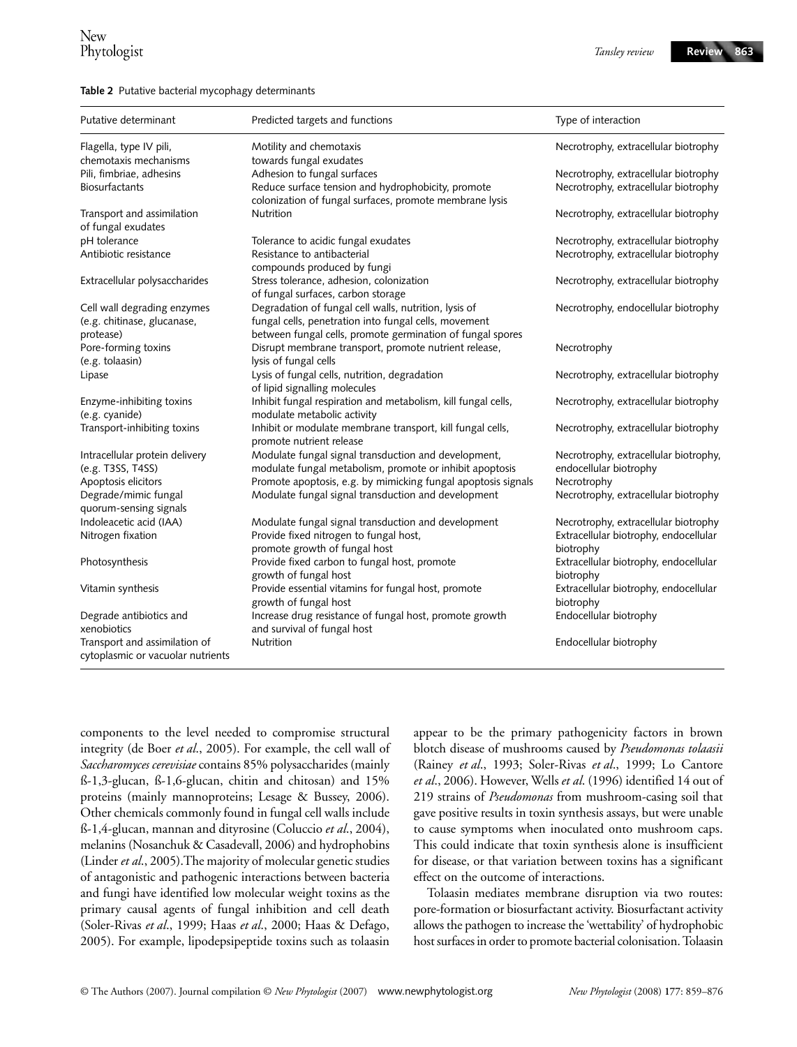**Table 2** Putative bacterial mycophagy determinants

| Putative determinant | Predicted targets and functions | Type of interaction |
|---|---|---|
| Flagella, type IV pili, chemotaxis mechanisms | Motility and chemotaxis towards fungal exudates | Necrotrophy, extracellular biotrophy |
| Pili, fimbriae, adhesins | Adhesion to fungal surfaces | Necrotrophy, extracellular biotrophy |
| Biosurfactants | Reduce surface tension and hydrophobicity, promote colonization of fungal surfaces, promote membrane lysis | Necrotrophy, extracellular biotrophy |
| Transport and assimilation of fungal exudates | Nutrition | Necrotrophy, extracellular biotrophy |
| pH tolerance | Tolerance to acidic fungal exudates | Necrotrophy, extracellular biotrophy |
| Antibiotic resistance | Resistance to antibacterial compounds produced by fungi | Necrotrophy, extracellular biotrophy |
| Extracellular polysaccharides | Stress tolerance, adhesion, colonization of fungal surfaces, carbon storage | Necrotrophy, extracellular biotrophy |
| Cell wall degrading enzymes (e.g. chitinase, glucanase, protease) | Degradation of fungal cell walls, nutrition, lysis of fungal cells, penetration into fungal cells, movement between fungal cells, promote germination of fungal spores | Necrotrophy, endocellular biotrophy |
| Pore-forming toxins (e.g. tolaasin) | Disrupt membrane transport, promote nutrient release, lysis of fungal cells | Necrotrophy |
| Lipase | Lysis of fungal cells, nutrition, degradation of lipid signalling molecules | Necrotrophy, extracellular biotrophy |
| Enzyme-inhibiting toxins (e.g. cyanide) | Inhibit fungal respiration and metabolism, kill fungal cells, modulate metabolic activity | Necrotrophy, extracellular biotrophy |
| Transport-inhibiting toxins | Inhibit or modulate membrane transport, kill fungal cells, promote nutrient release | Necrotrophy, extracellular biotrophy |
| Intracellular protein delivery (e.g. T3SS, T4SS) | Modulate fungal signal transduction and development, modulate fungal metabolism, promote or inhibit apoptosis | Necrotrophy, extracellular biotrophy, endocellular biotrophy |
| Apoptosis elicitors | Promote apoptosis, e.g. by mimicking fungal apoptosis signals | Necrotrophy |
| Degrade/mimic fungal quorum-sensing signals | Modulate fungal signal transduction and development | Necrotrophy, extracellular biotrophy |
| Indoleacetic acid (IAA) | Modulate fungal signal transduction and development | Necrotrophy, extracellular biotrophy |
| Nitrogen fixation | Provide fixed nitrogen to fungal host, promote growth of fungal host | Extracellular biotrophy, endocellular biotrophy |
| Photosynthesis | Provide fixed carbon to fungal host, promote growth of fungal host | Extracellular biotrophy, endocellular biotrophy |
| Vitamin synthesis | Provide essential vitamins for fungal host, promote growth of fungal host | Extracellular biotrophy, endocellular biotrophy |
| Degrade antibiotics and xenobiotics | Increase drug resistance of fungal host, promote growth and survival of fungal host | Endocellular biotrophy |
| Transport and assimilation of cytoplasmic or vacuolar nutrients | Nutrition | Endocellular biotrophy |

components to the level needed to compromise structural integrity (de Boer *et al*., 2005). For example, the cell wall of *Saccharomyces cerevisiae* contains 85% polysaccharides (mainly ß-1,3-glucan, ß-1,6-glucan, chitin and chitosan) and 15% proteins (mainly mannoproteins; Lesage & Bussey, 2006). Other chemicals commonly found in fungal cell walls include ß-1,4-glucan, mannan and dityrosine (Coluccio *et al*., 2004), melanins (Nosanchuk & Casadevall, 2006) and hydrophobins (Linder *et al*., 2005). The majority of molecular genetic studies of antagonistic and pathogenic interactions between bacteria and fungi have identified low molecular weight toxins as the primary causal agents of fungal inhibition and cell death (Soler-Rivas *et al*., 1999; Haas *et al*., 2000; Haas & Defago, 2005). For example, lipodepsipeptide toxins such as tolaasin appear to be the primary pathogenicity factors in brown blotch disease of mushrooms caused by *Pseudomonas tolaasii* (Rainey *et al*., 1993; Soler-Rivas *et al*., 1999; Lo Cantore *et al*., 2006). However, Wells *et al*. (1996) identified 14 out of 219 strains of *Pseudomonas* from mushroom-casing soil that gave positive results in toxin synthesis assays, but were unable to cause symptoms when inoculated onto mushroom caps. This could indicate that toxin synthesis alone is insufficient for disease, or that variation between toxins has a significant effect on the outcome of interactions.

Tolaasin mediates membrane disruption via two routes: pore-formation or biosurfactant activity. Biosurfactant activity allows the pathogen to increase the 'wettability' of hydrophobic host surfaces in order to promote bacterial colonisation. Tolaasin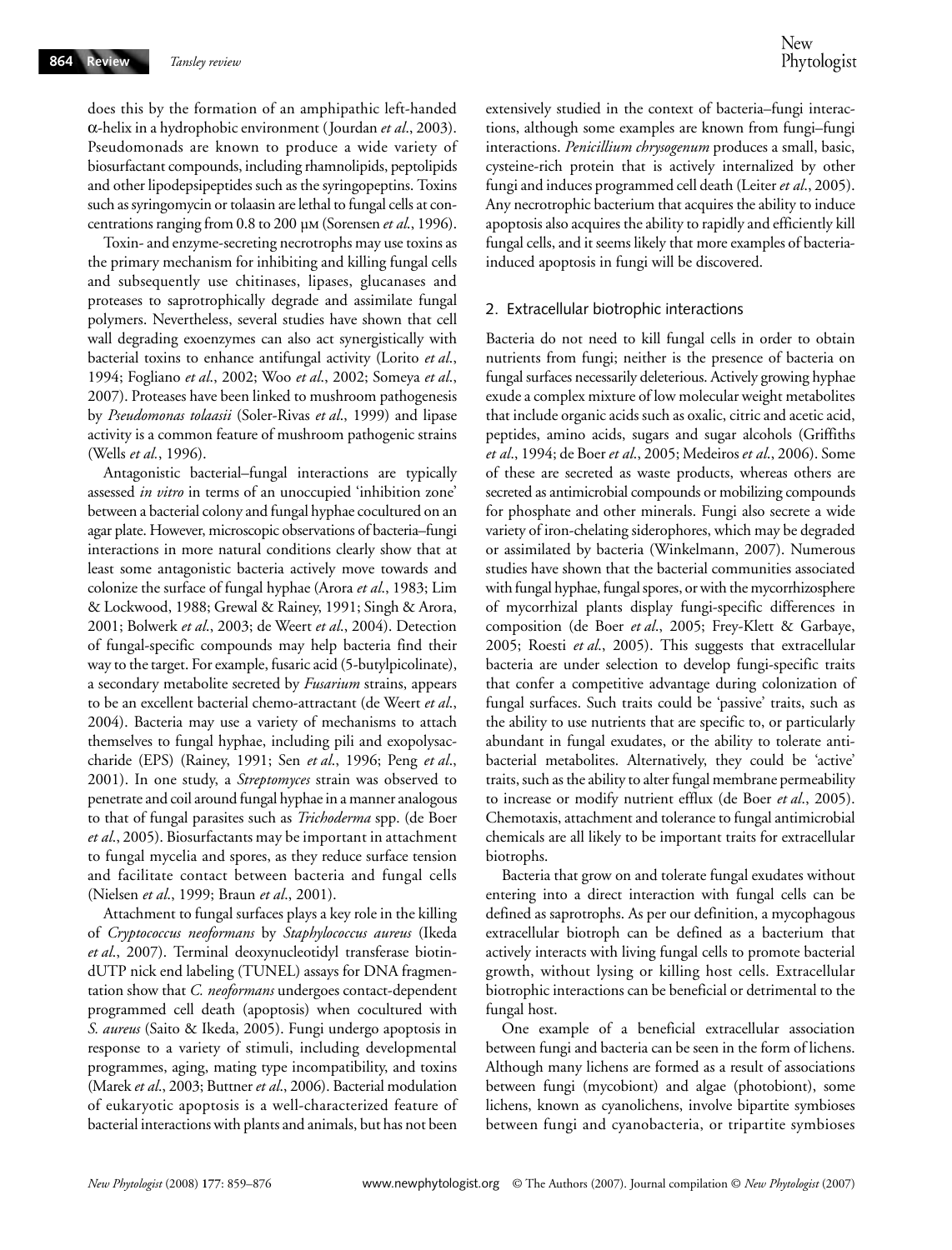does this by the formation of an amphipathic left-handed α-helix in a hydrophobic environment (Jourdan *et al*., 2003). Pseudomonads are known to produce a wide variety of biosurfactant compounds, including rhamnolipids, peptolipids and other lipodepsipeptides such as the syringopeptins. Toxins such as syringomycin or tolaasin are lethal to fungal cells at concentrations ranging from 0.8 to 200 μM (Sorensen *et al*., 1996).

Toxin- and enzyme-secreting necrotrophs may use toxins as the primary mechanism for inhibiting and killing fungal cells and subsequently use chitinases, lipases, glucanases and proteases to saprotrophically degrade and assimilate fungal polymers. Nevertheless, several studies have shown that cell wall degrading exoenzymes can also act synergistically with bacterial toxins to enhance antifungal activity (Lorito *et al*., 1994; Fogliano *et al*., 2002; Woo *et al*., 2002; Someya *et al*., 2007). Proteases have been linked to mushroom pathogenesis by *Pseudomonas tolaasii* (Soler-Rivas *et al*., 1999) and lipase activity is a common feature of mushroom pathogenic strains (Wells *et al*., 1996).

Antagonistic bacterial–fungal interactions are typically assessed *in vitro* in terms of an unoccupied 'inhibition zone' between a bacterial colony and fungal hyphae cocultured on an agar plate. However, microscopic observations of bacteria–fungi interactions in more natural conditions clearly show that at least some antagonistic bacteria actively move towards and colonize the surface of fungal hyphae (Arora *et al*., 1983; Lim & Lockwood, 1988; Grewal & Rainey, 1991; Singh & Arora, 2001; Bolwerk *et al*., 2003; de Weert *et al*., 2004). Detection of fungal-specific compounds may help bacteria find their way to the target. For example, fusaric acid (5-butylpicolinate), a secondary metabolite secreted by *Fusarium* strains, appears to be an excellent bacterial chemo-attractant (de Weert *et al*., 2004). Bacteria may use a variety of mechanisms to attach themselves to fungal hyphae, including pili and exopolysaccharide (EPS) (Rainey, 1991; Sen *et al*., 1996; Peng *et al*., 2001). In one study, a *Streptomyces* strain was observed to penetrate and coil around fungal hyphae in a manner analogous to that of fungal parasites such as *Trichoderma* spp. (de Boer *et al*., 2005). Biosurfactants may be important in attachment to fungal mycelia and spores, as they reduce surface tension and facilitate contact between bacteria and fungal cells (Nielsen *et al*., 1999; Braun *et al*., 2001).

Attachment to fungal surfaces plays a key role in the killing of *Cryptococcus neoformans* by *Staphylococcus aureus* (Ikeda *et al*., 2007). Terminal deoxynucleotidyl transferase biotin-dUTP nick end labeling (TUNEL) assays for DNA fragmentation show that *C. neoformans* undergoes contact-dependent programmed cell death (apoptosis) when cocultured with *S. aureus* (Saito & Ikeda, 2005). Fungi undergo apoptosis in response to a variety of stimuli, including developmental programmes, aging, mating type incompatibility, and toxins (Marek *et al*., 2003; Buttner *et al*., 2006). Bacterial modulation of eukaryotic apoptosis is a well-characterized feature of bacterial interactions with plants and animals, but has not been extensively studied in the context of bacteria–fungi interactions, although some examples are known from fungi–fungi interactions. *Penicillium chrysogenum* produces a small, basic, cysteine-rich protein that is actively internalized by other fungi and induces programmed cell death (Leiter *et al*., 2005). Any necrotrophic bacterium that acquires the ability to induce apoptosis also acquires the ability to rapidly and efficiently kill fungal cells, and it seems likely that more examples of bacteria-induced apoptosis in fungi will be discovered.

## 2. Extracellular biotrophic interactions

Bacteria do not need to kill fungal cells in order to obtain nutrients from fungi; neither is the presence of bacteria on fungal surfaces necessarily deleterious. Actively growing hyphae exude a complex mixture of low molecular weight metabolites that include organic acids such as oxalic, citric and acetic acid, peptides, amino acids, sugars and sugar alcohols (Griffiths *et al*., 1994; de Boer *et al*., 2005; Medeiros *et al*., 2006). Some of these are secreted as waste products, whereas others are secreted as antimicrobial compounds or mobilizing compounds for phosphate and other minerals. Fungi also secrete a wide variety of iron-chelating siderophores, which may be degraded or assimilated by bacteria (Winkelmann, 2007). Numerous studies have shown that the bacterial communities associated with fungal hyphae, fungal spores, or with the mycorrhizosphere of mycorrhizal plants display fungi-specific differences in composition (de Boer *et al*., 2005; Frey-Klett & Garbaye, 2005; Roesti *et al*., 2005). This suggests that extracellular bacteria are under selection to develop fungi-specific traits that confer a competitive advantage during colonization of fungal surfaces. Such traits could be 'passive' traits, such as the ability to use nutrients that are specific to, or particularly abundant in fungal exudates, or the ability to tolerate antibacterial metabolites. Alternatively, they could be 'active' traits, such as the ability to alter fungal membrane permeability to increase or modify nutrient efflux (de Boer *et al*., 2005). Chemotaxis, attachment and tolerance to fungal antimicrobial chemicals are all likely to be important traits for extracellular biotrophs.

Bacteria that grow on and tolerate fungal exudates without entering into a direct interaction with fungal cells can be defined as saprotrophs. As per our definition, a mycophagous extracellular biotroph can be defined as a bacterium that actively interacts with living fungal cells to promote bacterial growth, without lysing or killing host cells. Extracellular biotrophic interactions can be beneficial or detrimental to the fungal host.

One example of a beneficial extracellular association between fungi and bacteria can be seen in the form of lichens. Although many lichens are formed as a result of associations between fungi (mycobiont) and algae (photobiont), some lichens, known as cyanolichens, involve bipartite symbioses between fungi and cyanobacteria, or tripartite symbioses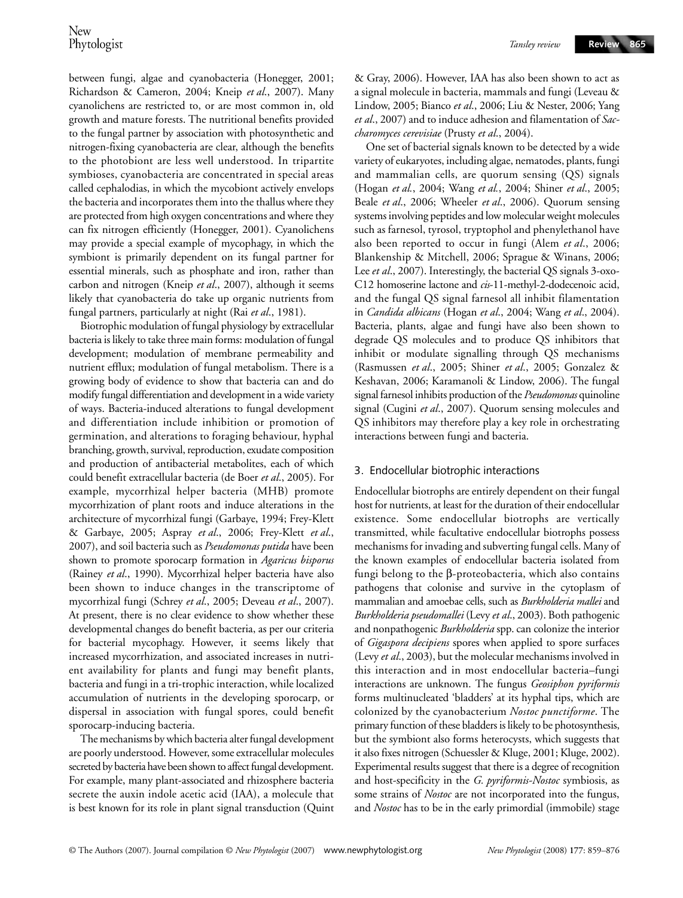between fungi, algae and cyanobacteria (Honegger, 2001; Richardson & Cameron, 2004; Kneip *et al*., 2007). Many cyanolichens are restricted to, or are most common in, old growth and mature forests. The nutritional benefits provided to the fungal partner by association with photosynthetic and nitrogen-fixing cyanobacteria are clear, although the benefits to the photobiont are less well understood. In tripartite symbioses, cyanobacteria are concentrated in special areas called cephalodias, in which the mycobiont actively envelops the bacteria and incorporates them into the thallus where they are protected from high oxygen concentrations and where they can fix nitrogen efficiently (Honegger, 2001). Cyanolichens may provide a special example of mycophagy, in which the symbiont is primarily dependent on its fungal partner for essential minerals, such as phosphate and iron, rather than carbon and nitrogen (Kneip *et al*., 2007), although it seems likely that cyanobacteria do take up organic nutrients from fungal partners, particularly at night (Rai *et al*., 1981).

Biotrophic modulation of fungal physiology by extracellular bacteria is likely to take three main forms: modulation of fungal development; modulation of membrane permeability and nutrient efflux; modulation of fungal metabolism. There is a growing body of evidence to show that bacteria can and do modify fungal differentiation and development in a wide variety of ways. Bacteria-induced alterations to fungal development and differentiation include inhibition or promotion of germination, and alterations to foraging behaviour, hyphal branching, growth, survival, reproduction, exudate composition and production of antibacterial metabolites, each of which could benefit extracellular bacteria (de Boer *et al*., 2005). For example, mycorrhizal helper bacteria (MHB) promote mycorrhization of plant roots and induce alterations in the architecture of mycorrhizal fungi (Garbaye, 1994; Frey-Klett & Garbaye, 2005; Aspray *et al*., 2006; Frey-Klett *et al*., 2007), and soil bacteria such as *Pseudomonas putida* have been shown to promote sporocarp formation in *Agaricus bisporus* (Rainey *et al*., 1990). Mycorrhizal helper bacteria have also been shown to induce changes in the transcriptome of mycorrhizal fungi (Schrey *et al*., 2005; Deveau *et al*., 2007). At present, there is no clear evidence to show whether these developmental changes do benefit bacteria, as per our criteria for bacterial mycophagy. However, it seems likely that increased mycorrhization, and associated increases in nutrient availability for plants and fungi may benefit plants, bacteria and fungi in a tri-trophic interaction, while localized accumulation of nutrients in the developing sporocarp, or dispersal in association with fungal spores, could benefit sporocarp-inducing bacteria.

The mechanisms by which bacteria alter fungal development are poorly understood. However, some extracellular molecules secreted by bacteria have been shown to affect fungal development. For example, many plant-associated and rhizosphere bacteria secrete the auxin indole acetic acid (IAA), a molecule that is best known for its role in plant signal transduction (Quint & Gray, 2006). However, IAA has also been shown to act as a signal molecule in bacteria, mammals and fungi (Leveau & Lindow, 2005; Bianco *et al*., 2006; Liu & Nester, 2006; Yang *et al*., 2007) and to induce adhesion and filamentation of *Saccharomyces cerevisiae* (Prusty *et al*., 2004).

One set of bacterial signals known to be detected by a wide variety of eukaryotes, including algae, nematodes, plants, fungi and mammalian cells, are quorum sensing (QS) signals (Hogan *et al*., 2004; Wang *et al*., 2004; Shiner *et al*., 2005; Beale *et al*., 2006; Wheeler *et al*., 2006). Quorum sensing systems involving peptides and low molecular weight molecules such as farnesol, tyrosol, tryptophol and phenylethanol have also been reported to occur in fungi (Alem *et al*., 2006; Blankenship & Mitchell, 2006; Sprague & Winans, 2006; Lee *et al*., 2007). Interestingly, the bacterial QS signals 3-oxo-C12 homoserine lactone and *cis*-11-methyl-2-dodecenoic acid, and the fungal QS signal farnesol all inhibit filamentation in *Candida albicans* (Hogan *et al*., 2004; Wang *et al*., 2004). Bacteria, plants, algae and fungi have also been shown to degrade QS molecules and to produce QS inhibitors that inhibit or modulate signalling through QS mechanisms (Rasmussen *et al*., 2005; Shiner *et al*., 2005; Gonzalez & Keshavan, 2006; Karamanoli & Lindow, 2006). The fungal signal farnesol inhibits production of the *Pseudomonas* quinoline signal (Cugini *et al*., 2007). Quorum sensing molecules and QS inhibitors may therefore play a key role in orchestrating interactions between fungi and bacteria.

## 3. Endocellular biotrophic interactions

Endocellular biotrophs are entirely dependent on their fungal host for nutrients, at least for the duration of their endocellular existence. Some endocellular biotrophs are vertically transmitted, while facultative endocellular biotrophs possess mechanisms for invading and subverting fungal cells. Many of the known examples of endocellular bacteria isolated from fungi belong to the β-proteobacteria, which also contains pathogens that colonise and survive in the cytoplasm of mammalian and amoebae cells, such as *Burkholderia mallei* and *Burkholderia pseudomallei* (Levy *et al*., 2003). Both pathogenic and nonpathogenic *Burkholderia* spp. can colonize the interior of *Gigaspora decipiens* spores when applied to spore surfaces (Levy *et al*., 2003), but the molecular mechanisms involved in this interaction and in most endocellular bacteria–fungi interactions are unknown. The fungus *Geosiphon pyriformis* forms multinucleated 'bladders' at its hyphal tips, which are colonized by the cyanobacterium *Nostoc punctiforme*. The primary function of these bladders is likely to be photosynthesis, but the symbiont also forms heterocysts, which suggests that it also fixes nitrogen (Schuessler & Kluge, 2001; Kluge, 2002). Experimental results suggest that there is a degree of recognition and host-specificity in the *G. pyriformis-Nostoc* symbiosis, as some strains of *Nostoc* are not incorporated into the fungus, and *Nostoc* has to be in the early primordial (immobile) stage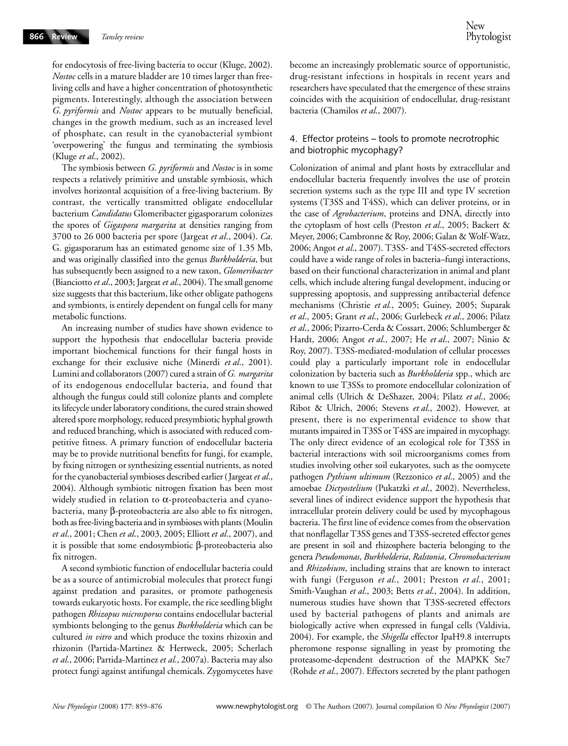for endocytosis of free-living bacteria to occur (Kluge, 2002). *Nostoc* cells in a mature bladder are 10 times larger than free-living cells and have a higher concentration of photosynthetic pigments. Interestingly, although the association between *G. pyriformis* and *Nostoc* appears to be mutually beneficial, changes in the growth medium, such as an increased level of phosphate, can result in the cyanobacterial symbiont 'overpowering' the fungus and terminating the symbiosis (Kluge *et al*., 2002).

The symbiosis between *G. pyriformis* and *Nostoc* is in some respects a relatively primitive and unstable symbiosis, which involves horizontal acquisition of a free-living bacterium. By contrast, the vertically transmitted obligate endocellular bacterium *Candidatus* Glomeribacter gigasporarum colonizes the spores of *Gigaspora margarita* at densities ranging from 3700 to 26 000 bacteria per spore (Jargeat *et al*., 2004). *Ca*. G. gigasporarum has an estimated genome size of 1.35 Mb, and was originally classified into the genus *Burkholderia*, but has subsequently been assigned to a new taxon, *Glomeribacter* (Bianciotto *et al*., 2003; Jargeat *et al*., 2004). The small genome size suggests that this bacterium, like other obligate pathogens and symbionts, is entirely dependent on fungal cells for many metabolic functions.

An increasing number of studies have shown evidence to support the hypothesis that endocellular bacteria provide important biochemical functions for their fungal hosts in exchange for their exclusive niche (Minerdi *et al*., 2001). Lumini and collaborators (2007) cured a strain of *G. margarita* of its endogenous endocellular bacteria, and found that although the fungus could still colonize plants and complete its lifecycle under laboratory conditions, the cured strain showed altered spore morphology, reduced presymbiotic hyphal growth and reduced branching, which is associated with reduced competitive fitness. A primary function of endocellular bacteria may be to provide nutritional benefits for fungi, for example, by fixing nitrogen or synthesizing essential nutrients, as noted for the cyanobacterial symbioses described earlier (Jargeat *et al*., 2004). Although symbiotic nitrogen fixation has been most widely studied in relation to α-proteobacteria and cyanobacteria, many β-proteobacteria are also able to fix nitrogen, both as free-living bacteria and in symbioses with plants (Moulin *et al*., 2001; Chen *et al*., 2003, 2005; Elliott *et al*., 2007), and it is possible that some endosymbiotic β-proteobacteria also fix nitrogen.

A second symbiotic function of endocellular bacteria could be as a source of antimicrobial molecules that protect fungi against predation and parasites, or promote pathogenesis towards eukaryotic hosts. For example, the rice seedling blight pathogen *Rhizopus microsporus* contains endocellular bacterial symbionts belonging to the genus *Burkholderia* which can be cultured *in vitro* and which produce the toxins rhizoxin and rhizonin (Partida-Martinez & Hertweck, 2005; Scherlach *et al*., 2006; Partida-Martinez *et al*., 2007a). Bacteria may also protect fungi against antifungal chemicals. Zygomycetes have become an increasingly problematic source of opportunistic, drug-resistant infections in hospitals in recent years and researchers have speculated that the emergence of these strains coincides with the acquisition of endocellular, drug-resistant bacteria (Chamilos *et al*., 2007).

## 4. Effector proteins – tools to promote necrotrophic and biotrophic mycophagy?

Colonization of animal and plant hosts by extracellular and endocellular bacteria frequently involves the use of protein secretion systems such as the type III and type IV secretion systems (T3SS and T4SS), which can deliver proteins, or in the case of *Agrobacterium*, proteins and DNA, directly into the cytoplasm of host cells (Preston *et al*., 2005; Backert & Meyer, 2006; Cambronne & Roy, 2006; Galan & Wolf-Watz, 2006; Angot *et al*., 2007). T3SS- and T4SS-secreted effectors could have a wide range of roles in bacteria–fungi interactions, based on their functional characterization in animal and plant cells, which include altering fungal development, inducing or suppressing apoptosis, and suppressing antibacterial defence mechanisms (Christie *et al*., 2005; Guiney, 2005; Suparak *et al*., 2005; Grant *et al*., 2006; Gurlebeck *et al*., 2006; Pilatz *et al*., 2006; Pizarro-Cerda & Cossart, 2006; Schlumberger & Hardt, 2006; Angot *et al*., 2007; He *et al*., 2007; Ninio & Roy, 2007). T3SS-mediated-modulation of cellular processes could play a particularly important role in endocellular colonization by bacteria such as *Burkholderia* spp., which are known to use T3SSs to promote endocellular colonization of animal cells (Ulrich & DeShazer, 2004; Pilatz *et al*., 2006; Ribot & Ulrich, 2006; Stevens *et al*., 2002). However, at present, there is no experimental evidence to show that mutants impaired in T3SS or T4SS are impaired in mycophagy. The only direct evidence of an ecological role for T3SS in bacterial interactions with soil microorganisms comes from studies involving other soil eukaryotes, such as the oomycete pathogen *Pythium ultimum* (Rezzonico *et al*., 2005) and the amoebae *Dictyostelium* (Pukatzki *et al*., 2002). Nevertheless, several lines of indirect evidence support the hypothesis that intracellular protein delivery could be used by mycophagous bacteria. The first line of evidence comes from the observation that nonflagellar T3SS genes and T3SS-secreted effector genes are present in soil and rhizosphere bacteria belonging to the genera *Pseudomonas*, *Burkholderia*, *Ralstonia*, *Chromobacterium* and *Rhizobium*, including strains that are known to interact with fungi (Ferguson *et al*., 2001; Preston *et al*., 2001; Smith-Vaughan *et al*., 2003; Betts *et al*., 2004). In addition, numerous studies have shown that T3SS-secreted effectors used by bacterial pathogens of plants and animals are biologically active when expressed in fungal cells (Valdivia, 2004). For example, the *Shigella* effector IpaH9.8 interrupts pheromone response signalling in yeast by promoting the proteasome-dependent destruction of the MAPKK Ste7 (Rohde *et al*., 2007). Effectors secreted by the plant pathogen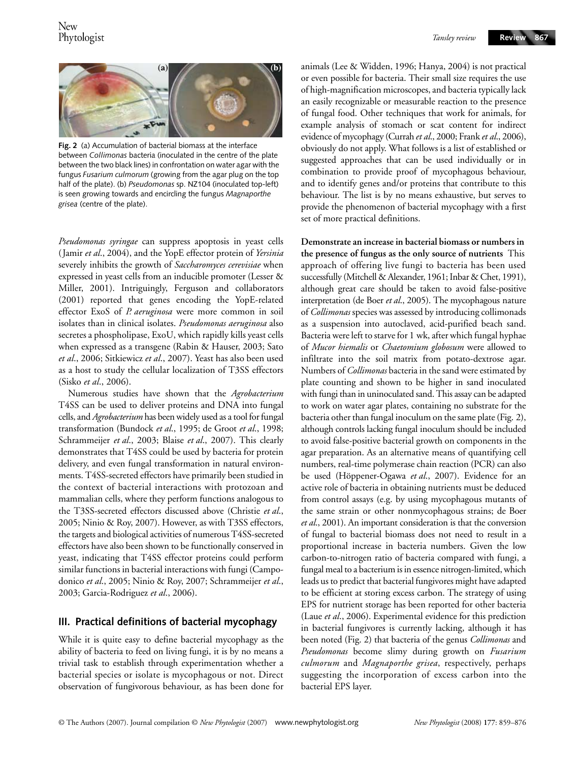**Fig. 2** (a) Accumulation of bacterial biomass at the interface between *Collimonas* bacteria (inoculated in the centre of the plate between the two black lines) in confrontation on water agar with the fungus *Fusarium culmorum* (growing from the agar plug on the top half of the plate). (b) *Pseudomonas* sp. NZ104 (inoculated top-left) is seen growing towards and encircling the fungus *Magnaporthe grisea* (centre of the plate).

*Pseudomonas syringae* can suppress apoptosis in yeast cells (Jamir *et al*., 2004), and the YopE effector protein of *Yersinia* severely inhibits the growth of *Saccharomyces cerevisiae* when expressed in yeast cells from an inducible promoter (Lesser & Miller, 2001). Intriguingly, Ferguson and collaborators (2001) reported that genes encoding the YopE-related effector ExoS of *P. aeruginosa* were more common in soil isolates than in clinical isolates. *Pseudomonas aeruginosa* also secretes a phospholipase, ExoU, which rapidly kills yeast cells when expressed as a transgene (Rabin & Hauser, 2003; Sato *et al*., 2006; Sitkiewicz *et al*., 2007). Yeast has also been used as a host to study the cellular localization of T3SS effectors (Sisko *et al*., 2006).

Numerous studies have shown that the *Agrobacterium* T4SS can be used to deliver proteins and DNA into fungal cells, and *Agrobacterium* has been widely used as a tool for fungal transformation (Bundock *et al*., 1995; de Groot *et al*., 1998; Schrammeijer *et al*., 2003; Blaise *et al*., 2007). This clearly demonstrates that T4SS could be used by bacteria for protein delivery, and even fungal transformation in natural environments. T4SS-secreted effectors have primarily been studied in the context of bacterial interactions with protozoan and mammalian cells, where they perform functions analogous to the T3SS-secreted effectors discussed above (Christie *et al*., 2005; Ninio & Roy, 2007). However, as with T3SS effectors, the targets and biological activities of numerous T4SS-secreted effectors have also been shown to be functionally conserved in yeast, indicating that T4SS effector proteins could perform similar functions in bacterial interactions with fungi (Campodonico *et al*., 2005; Ninio & Roy, 2007; Schrammeijer *et al*., 2003; Garcia-Rodriguez *et al*., 2006).

## III. Practical definitions of bacterial mycophagy

While it is quite easy to define bacterial mycophagy as the ability of bacteria to feed on living fungi, it is by no means a trivial task to establish through experimentation whether a bacterial species or isolate is mycophagous or not. Direct observation of fungivorous behaviour, as has been done for animals (Lee & Widden, 1996; Hanya, 2004) is not practical or even possible for bacteria. Their small size requires the use of high-magnification microscopes, and bacteria typically lack an easily recognizable or measurable reaction to the presence of fungal food. Other techniques that work for animals, for example analysis of stomach or scat content for indirect evidence of mycophagy (Currah *et al*., 2000; Frank *et al*., 2006), obviously do not apply. What follows is a list of established or suggested approaches that can be used individually or in combination to provide proof of mycophagous behaviour, and to identify genes and/or proteins that contribute to this behaviour. The list is by no means exhaustive, but serves to provide the phenomenon of bacterial mycophagy with a first set of more practical definitions.

**Demonstrate an increase in bacterial biomass or numbers in the presence of fungus as the only source of nutrients** This approach of offering live fungi to bacteria has been used successfully (Mitchell & Alexander, 1961; Inbar & Chet, 1991), although great care should be taken to avoid false-positive interpretation (de Boer *et al*., 2005). The mycophagous nature of *Collimonas* species was assessed by introducing collimonads as a suspension into autoclaved, acid-purified beach sand. Bacteria were left to starve for 1 wk, after which fungal hyphae of *Mucor hiemalis* or *Chaetomium globosum* were allowed to infiltrate into the soil matrix from potato-dextrose agar. Numbers of *Collimonas* bacteria in the sand were estimated by plate counting and shown to be higher in sand inoculated with fungi than in uninoculated sand. This assay can be adapted to work on water agar plates, containing no substrate for the bacteria other than fungal inoculum on the same plate (Fig. 2), although controls lacking fungal inoculum should be included to avoid false-positive bacterial growth on components in the agar preparation. As an alternative means of quantifying cell numbers, real-time polymerase chain reaction (PCR) can also be used (Höppener-Ogawa *et al*., 2007). Evidence for an active role of bacteria in obtaining nutrients must be deduced from control assays (e.g. by using mycophagous mutants of the same strain or other nonmycophagous strains; de Boer *et al*., 2001). An important consideration is that the conversion of fungal to bacterial biomass does not need to result in a proportional increase in bacteria numbers. Given the low carbon-to-nitrogen ratio of bacteria compared with fungi, a fungal meal to a bacterium is in essence nitrogen-limited, which leads us to predict that bacterial fungivores might have adapted to be efficient at storing excess carbon. The strategy of using EPS for nutrient storage has been reported for other bacteria (Laue *et al*., 2006). Experimental evidence for this prediction in bacterial fungivores is currently lacking, although it has been noted (Fig. 2) that bacteria of the genus *Collimonas* and *Pseudomonas* become slimy during growth on *Fusarium culmorum* and *Magnaporthe grisea*, respectively, perhaps suggesting the incorporation of excess carbon into the bacterial EPS layer.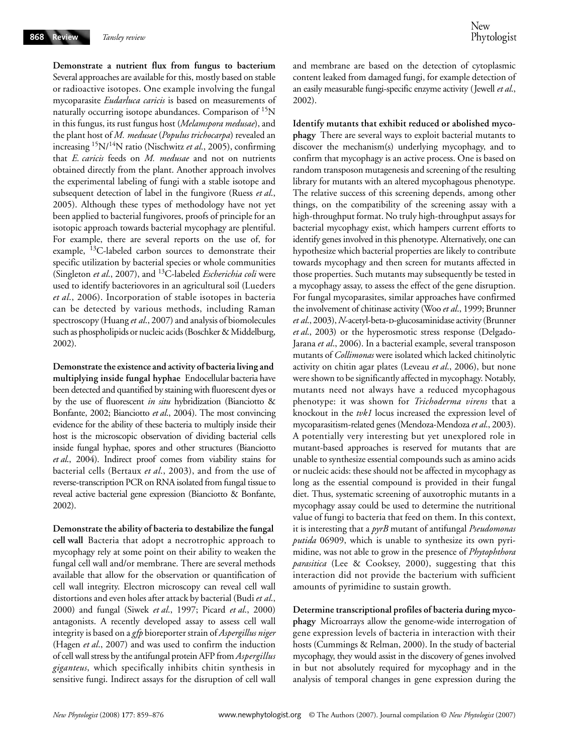**Demonstrate a nutrient flux from fungus to bacterium** Several approaches are available for this, mostly based on stable or radioactive isotopes. One example involving the fungal mycoparasite *Eudarluca caricis* is based on measurements of naturally occurring isotope abundances. Comparison of $^{15}N$ in this fungus, its rust fungus host (*Melamspora medusae*), and the plant host of *M. medusae* (*Populus trichocarpa*) revealed an increasing $^{15}N/^{14}N$ ratio (Nischwitz *et al.*, 2005), confirming that *E. caricis* feeds on *M. medusae* and not on nutrients obtained directly from the plant. Another approach involves the experimental labeling of fungi with a stable isotope and subsequent detection of label in the fungivore (Ruess *et al.*, 2005). Although these types of methodology have not yet been applied to bacterial fungivores, proofs of principle for an isotopic approach towards bacterial mycophagy are plentiful. For example, there are several reports on the use of, for example, $^{13}C$-labeled carbon sources to demonstrate their specific utilization by bacterial species or whole communities (Singleton *et al.*, 2007), and $^{13}C$-labeled *Escherichia coli* were used to identify bacteriovores in an agricultural soil (Lueders *et al.*, 2006). Incorporation of stable isotopes in bacteria can be detected by various methods, including Raman spectroscopy (Huang *et al.*, 2007) and analysis of biomolecules such as phospholipids or nucleic acids (Boschker & Middelburg, 2002).

**Demonstrate the existence and activity of bacteria living and multiplying inside fungal hyphae** Endocellular bacteria have been detected and quantified by staining with fluorescent dyes or by the use of fluorescent *in situ* hybridization (Bianciotto & Bonfante, 2002; Bianciotto *et al.*, 2004). The most convincing evidence for the ability of these bacteria to multiply inside their host is the microscopic observation of dividing bacterial cells inside fungal hyphae, spores and other structures (Bianciotto *et al.*, 2004). Indirect proof comes from viability stains for bacterial cells (Bertaux *et al.*, 2003), and from the use of reverse-transcription PCR on RNA isolated from fungal tissue to reveal active bacterial gene expression (Bianciotto & Bonfante, 2002).

**Demonstrate the ability of bacteria to destabilize the fungal cell wall** Bacteria that adopt a necrotrophic approach to mycophagy rely at some point on their ability to weaken the fungal cell wall and/or membrane. There are several methods available that allow for the observation or quantification of cell wall integrity. Electron microscopy can reveal cell wall distortions and even holes after attack by bacterial (Budi *et al.*, 2000) and fungal (Siwek *et al.*, 1997; Picard *et al.*, 2000) antagonists. A recently developed assay to assess cell wall integrity is based on a *gfp* bioreporter strain of *Aspergillus niger* (Hagen *et al.*, 2007) and was used to confirm the induction of cell wall stress by the antifungal protein AFP from *Aspergillus giganteus*, which specifically inhibits chitin synthesis in sensitive fungi. Indirect assays for the disruption of cell wall and membrane are based on the detection of cytoplasmic content leaked from damaged fungi, for example detection of an easily measurable fungi-specific enzyme activity (Jewell *et al.*, 2002).

**Identify mutants that exhibit reduced or abolished mycophagy** There are several ways to exploit bacterial mutants to discover the mechanism(s) underlying mycophagy, and to confirm that mycophagy is an active process. One is based on random transposon mutagenesis and screening of the resulting library for mutants with an altered mycophagous phenotype. The relative success of this screening depends, among other things, on the compatibility of the screening assay with a high-throughput format. No truly high-throughput assays for bacterial mycophagy exist, which hampers current efforts to identify genes involved in this phenotype. Alternatively, one can hypothesize which bacterial properties are likely to contribute towards mycophagy and then screen for mutants affected in those properties. Such mutants may subsequently be tested in a mycophagy assay, to assess the effect of the gene disruption. For fungal mycoparasites, similar approaches have confirmed the involvement of chitinase activity (Woo *et al.*, 1999; Brunner *et al.*, 2003), *N*-acetyl-beta-D-glucosaminidase activity (Brunner *et al.*, 2003) or the hyperosmotic stress response (Delgado-Jarana *et al.*, 2006). In a bacterial example, several transposon mutants of *Collimonas* were isolated which lacked chitinolytic activity on chitin agar plates (Leveau *et al.*, 2006), but none were shown to be significantly affected in mycophagy. Notably, mutants need not always have a reduced mycophagous phenotype: it was shown for *Trichoderma virens* that a knockout in the *tvk1* locus increased the expression level of mycoparasitism-related genes (Mendoza-Mendoza *et al.*, 2003). A potentially very interesting but yet unexplored role in mutant-based approaches is reserved for mutants that are unable to synthesize essential compounds such as amino acids or nucleic acids: these should not be affected in mycophagy as long as the essential compound is provided in their fungal diet. Thus, systematic screening of auxotrophic mutants in a mycophagy assay could be used to determine the nutritional value of fungi to bacteria that feed on them. In this context, it is interesting that a *pyrB* mutant of antifungal *Pseudomonas putida* 06909, which is unable to synthesize its own pyrimidine, was not able to grow in the presence of *Phytophthora parasitica* (Lee & Cooksey, 2000), suggesting that this interaction did not provide the bacterium with sufficient amounts of pyrimidine to sustain growth.

**Determine transcriptional profiles of bacteria during mycophagy** Microarrays allow the genome-wide interrogation of gene expression levels of bacteria in interaction with their hosts (Cummings & Relman, 2000). In the study of bacterial mycophagy, they would assist in the discovery of genes involved in but not absolutely required for mycophagy and in the analysis of temporal changes in gene expression during the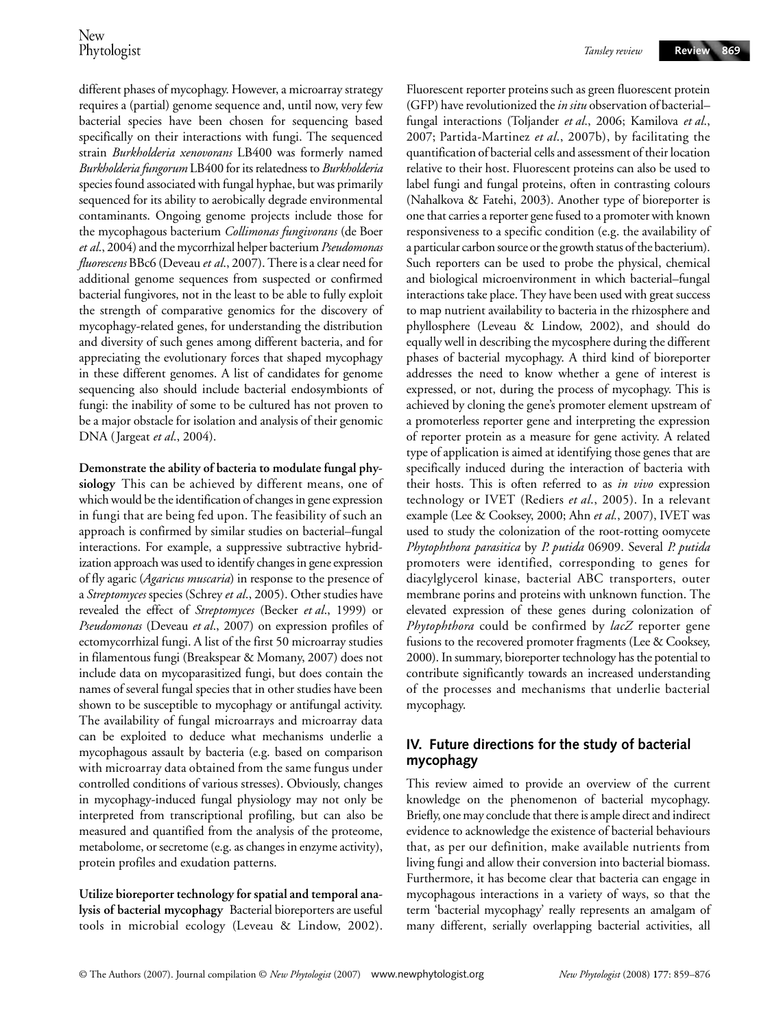different phases of mycophagy. However, a microarray strategy requires a (partial) genome sequence and, until now, very few bacterial species have been chosen for sequencing based specifically on their interactions with fungi. The sequenced strain *Burkholderia xenovorans* LB400 was formerly named *Burkholderia fungorum* LB400 for its relatedness to *Burkholderia* species found associated with fungal hyphae, but was primarily sequenced for its ability to aerobically degrade environmental contaminants. Ongoing genome projects include those for the mycophagous bacterium *Collimonas fungivorans* (de Boer *et al.*, 2004) and the mycorrhizal helper bacterium *Pseudomonas fluorescens* BBc6 (Deveau *et al.*, 2007). There is a clear need for additional genome sequences from suspected or confirmed bacterial fungivores, not in the least to be able to fully exploit the strength of comparative genomics for the discovery of mycophagy-related genes, for understanding the distribution and diversity of such genes among different bacteria, and for appreciating the evolutionary forces that shaped mycophagy in these different genomes. A list of candidates for genome sequencing also should include bacterial endosymbionts of fungi: the inability of some to be cultured has not proven to be a major obstacle for isolation and analysis of their genomic DNA (Jargeat *et al.*, 2004).

**Demonstrate the ability of bacteria to modulate fungal physiology** This can be achieved by different means, one of which would be the identification of changes in gene expression in fungi that are being fed upon. The feasibility of such an approach is confirmed by similar studies on bacterial–fungal interactions. For example, a suppressive subtractive hybridization approach was used to identify changes in gene expression of fly agaric (*Agaricus muscaria*) in response to the presence of a *Streptomyces* species (Schrey *et al.*, 2005). Other studies have revealed the effect of *Streptomyces* (Becker *et al.*, 1999) or *Pseudomonas* (Deveau *et al.*, 2007) on expression profiles of ectomycorrhizal fungi. A list of the first 50 microarray studies in filamentous fungi (Breakspear & Momany, 2007) does not include data on mycoparasitized fungi, but does contain the names of several fungal species that in other studies have been shown to be susceptible to mycophagy or antifungal activity. The availability of fungal microarrays and microarray data can be exploited to deduce what mechanisms underlie a mycophagous assault by bacteria (e.g. based on comparison with microarray data obtained from the same fungus under controlled conditions of various stresses). Obviously, changes in mycophagy-induced fungal physiology may not only be interpreted from transcriptional profiling, but can also be measured and quantified from the analysis of the proteome, metabolome, or secretome (e.g. as changes in enzyme activity), protein profiles and exudation patterns.

**Utilize bioreporter technology for spatial and temporal analysis of bacterial mycophagy** Bacterial bioreporters are useful tools in microbial ecology (Leveau & Lindow, 2002). Fluorescent reporter proteins such as green fluorescent protein (GFP) have revolutionized the *in situ* observation of bacterial–fungal interactions (Toljander *et al.*, 2006; Kamilova *et al.*, 2007; Partida-Martinez *et al.*, 2007b), by facilitating the quantification of bacterial cells and assessment of their location relative to their host. Fluorescent proteins can also be used to label fungi and fungal proteins, often in contrasting colours (Nahalkova & Fatehi, 2003). Another type of bioreporter is one that carries a reporter gene fused to a promoter with known responsiveness to a specific condition (e.g. the availability of a particular carbon source or the growth status of the bacterium). Such reporters can be used to probe the physical, chemical and biological microenvironment in which bacterial–fungal interactions take place. They have been used with great success to map nutrient availability to bacteria in the rhizosphere and phyllosphere (Leveau & Lindow, 2002), and should do equally well in describing the mycosphere during the different phases of bacterial mycophagy. A third kind of bioreporter addresses the need to know whether a gene of interest is expressed, or not, during the process of mycophagy. This is achieved by cloning the gene's promoter element upstream of a promoterless reporter gene and interpreting the expression of reporter protein as a measure for gene activity. A related type of application is aimed at identifying those genes that are specifically induced during the interaction of bacteria with their hosts. This is often referred to as *in vivo* expression technology or IVET (Rediers *et al.*, 2005). In a relevant example (Lee & Cooksey, 2000; Ahn *et al.*, 2007), IVET was used to study the colonization of the root-rotting oomycete *Phytophthora parasitica* by *P. putida* 06909. Several *P. putida* promoters were identified, corresponding to genes for diacylglycerol kinase, bacterial ABC transporters, outer membrane porins and proteins with unknown function. The elevated expression of these genes during colonization of *Phytophthora* could be confirmed by *lacZ* reporter gene fusions to the recovered promoter fragments (Lee & Cooksey, 2000). In summary, bioreporter technology has the potential to contribute significantly towards an increased understanding of the processes and mechanisms that underlie bacterial mycophagy.

## IV. Future directions for the study of bacterial mycophagy

This review aimed to provide an overview of the current knowledge on the phenomenon of bacterial mycophagy. Briefly, one may conclude that there is ample direct and indirect evidence to acknowledge the existence of bacterial behaviours that, as per our definition, make available nutrients from living fungi and allow their conversion into bacterial biomass. Furthermore, it has become clear that bacteria can engage in mycophagous interactions in a variety of ways, so that the term 'bacterial mycophagy' really represents an amalgam of many different, serially overlapping bacterial activities, all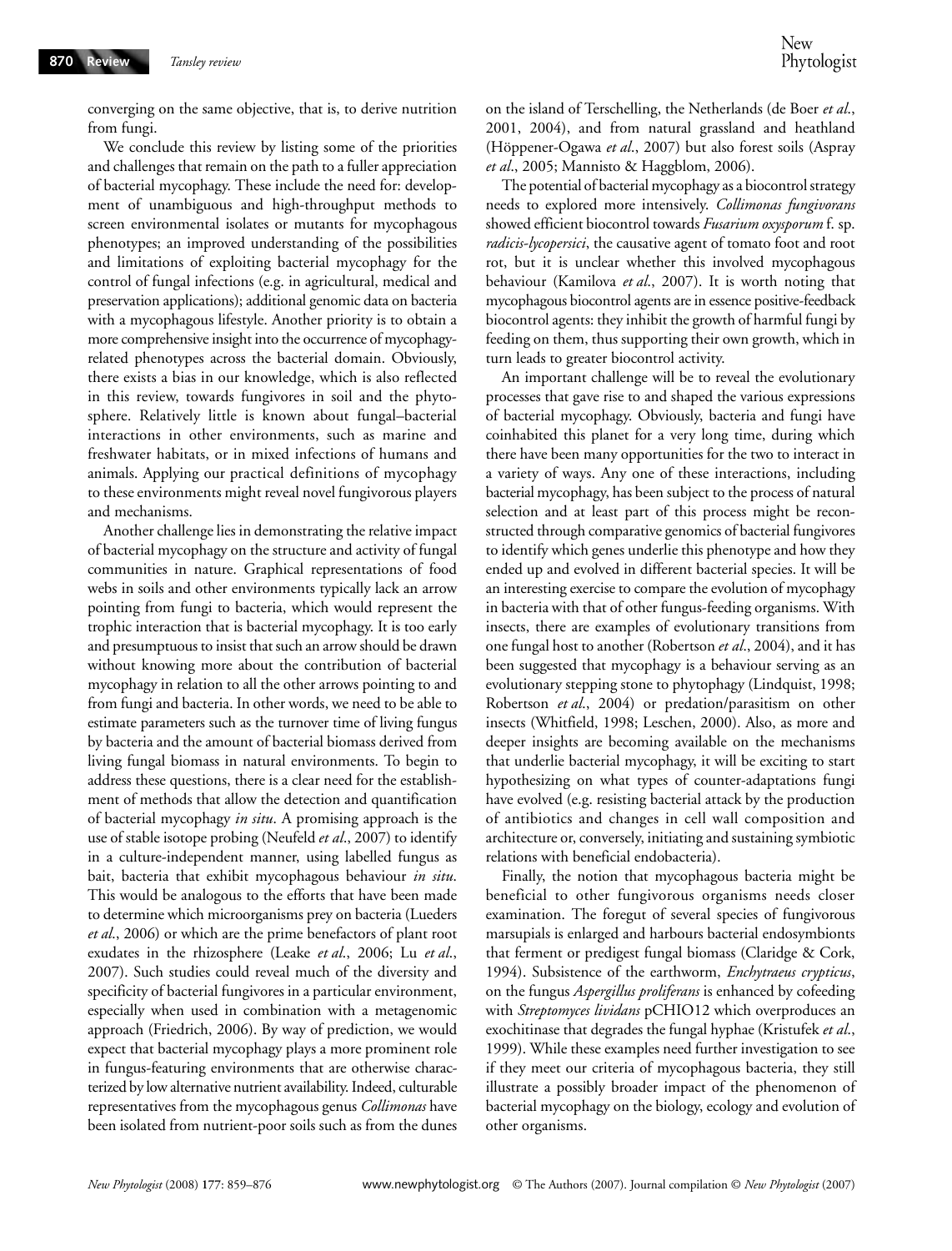converging on the same objective, that is, to derive nutrition from fungi.

We conclude this review by listing some of the priorities and challenges that remain on the path to a fuller appreciation of bacterial mycophagy. These include the need for: development of unambiguous and high-throughput methods to screen environmental isolates or mutants for mycophagous phenotypes; an improved understanding of the possibilities and limitations of exploiting bacterial mycophagy for the control of fungal infections (e.g. in agricultural, medical and preservation applications); additional genomic data on bacteria with a mycophagous lifestyle. Another priority is to obtain a more comprehensive insight into the occurrence of mycophagy-related phenotypes across the bacterial domain. Obviously, there exists a bias in our knowledge, which is also reflected in this review, towards fungivores in soil and the phytosphere. Relatively little is known about fungal–bacterial interactions in other environments, such as marine and freshwater habitats, or in mixed infections of humans and animals. Applying our practical definitions of mycophagy to these environments might reveal novel fungivorous players and mechanisms.

Another challenge lies in demonstrating the relative impact of bacterial mycophagy on the structure and activity of fungal communities in nature. Graphical representations of food webs in soils and other environments typically lack an arrow pointing from fungi to bacteria, which would represent the trophic interaction that is bacterial mycophagy. It is too early and presumptuous to insist that such an arrow should be drawn without knowing more about the contribution of bacterial mycophagy in relation to all the other arrows pointing to and from fungi and bacteria. In other words, we need to be able to estimate parameters such as the turnover time of living fungus by bacteria and the amount of bacterial biomass derived from living fungal biomass in natural environments. To begin to address these questions, there is a clear need for the establishment of methods that allow the detection and quantification of bacterial mycophagy *in situ*. A promising approach is the use of stable isotope probing (Neufeld *et al*., 2007) to identify in a culture-independent manner, using labelled fungus as bait, bacteria that exhibit mycophagous behaviour *in situ*. This would be analogous to the efforts that have been made to determine which microorganisms prey on bacteria (Lueders *et al*., 2006) or which are the prime benefactors of plant root exudates in the rhizosphere (Leake *et al*., 2006; Lu *et al*., 2007). Such studies could reveal much of the diversity and specificity of bacterial fungivores in a particular environment, especially when used in combination with a metagenomic approach (Friedrich, 2006). By way of prediction, we would expect that bacterial mycophagy plays a more prominent role in fungus-featuring environments that are otherwise characterized by low alternative nutrient availability. Indeed, culturable representatives from the mycophagous genus *Collimonas* have been isolated from nutrient-poor soils such as from the dunes on the island of Terschelling, the Netherlands (de Boer *et al*., 2001, 2004), and from natural grassland and heathland (Höppener-Ogawa *et al*., 2007) but also forest soils (Aspray *et al*., 2005; Mannisto & Haggblom, 2006).

The potential of bacterial mycophagy as a biocontrol strategy needs to explored more intensively. *Collimonas fungivorans* showed efficient biocontrol towards *Fusarium oxysporum* f. sp. *radicis-lycopersici*, the causative agent of tomato foot and root rot, but it is unclear whether this involved mycophagous behaviour (Kamilova *et al*., 2007). It is worth noting that mycophagous biocontrol agents are in essence positive-feedback biocontrol agents: they inhibit the growth of harmful fungi by feeding on them, thus supporting their own growth, which in turn leads to greater biocontrol activity.

An important challenge will be to reveal the evolutionary processes that gave rise to and shaped the various expressions of bacterial mycophagy. Obviously, bacteria and fungi have coinhabited this planet for a very long time, during which there have been many opportunities for the two to interact in a variety of ways. Any one of these interactions, including bacterial mycophagy, has been subject to the process of natural selection and at least part of this process might be reconstructed through comparative genomics of bacterial fungivores to identify which genes underlie this phenotype and how they ended up and evolved in different bacterial species. It will be an interesting exercise to compare the evolution of mycophagy in bacteria with that of other fungus-feeding organisms. With insects, there are examples of evolutionary transitions from one fungal host to another (Robertson *et al*., 2004), and it has been suggested that mycophagy is a behaviour serving as an evolutionary stepping stone to phytophagy (Lindquist, 1998; Robertson *et al*., 2004) or predation/parasitism on other insects (Whitfield, 1998; Leschen, 2000). Also, as more and deeper insights are becoming available on the mechanisms that underlie bacterial mycophagy, it will be exciting to start hypothesizing on what types of counter-adaptations fungi have evolved (e.g. resisting bacterial attack by the production of antibiotics and changes in cell wall composition and architecture or, conversely, initiating and sustaining symbiotic relations with beneficial endobacteria).

Finally, the notion that mycophagous bacteria might be beneficial to other fungivorous organisms needs closer examination. The foregut of several species of fungivorous marsupials is enlarged and harbours bacterial endosymbionts that ferment or predigest fungal biomass (Claridge & Cork, 1994). Subsistence of the earthworm, *Enchytraeus crypticus*, on the fungus *Aspergillus proliferans* is enhanced by cofeeding with *Streptomyces lividans* pCHIO12 which overproduces an exochitinase that degrades the fungal hyphae (Kristufek *et al*., 1999). While these examples need further investigation to see if they meet our criteria of mycophagous bacteria, they still illustrate a possibly broader impact of the phenomenon of bacterial mycophagy on the biology, ecology and evolution of other organisms.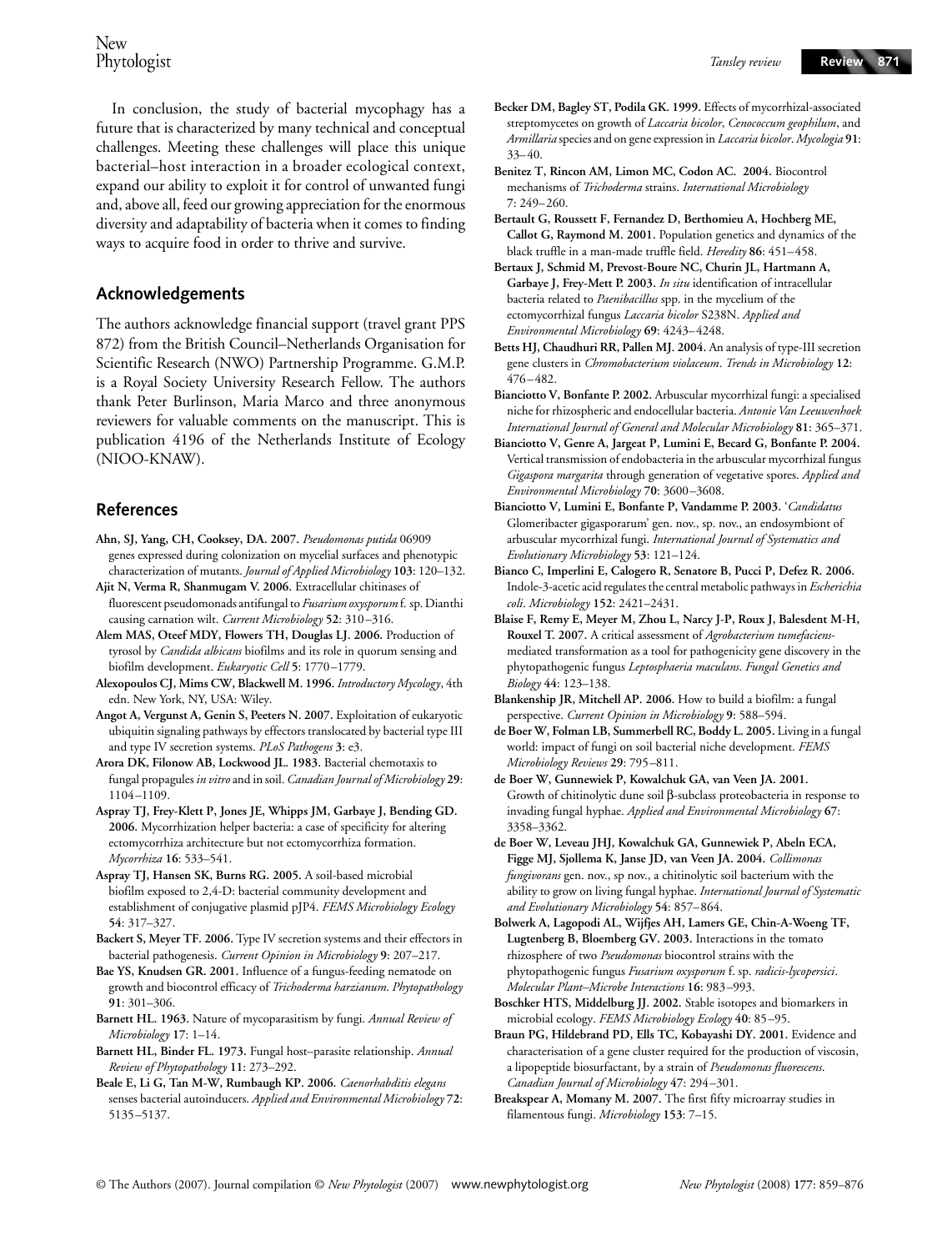In conclusion, the study of bacterial mycophagy has a future that is characterized by many technical and conceptual challenges. Meeting these challenges will place this unique bacterial–host interaction in a broader ecological context, expand our ability to exploit it for control of unwanted fungi and, above all, feed our growing appreciation for the enormous diversity and adaptability of bacteria when it comes to finding ways to acquire food in order to thrive and survive.

## Acknowledgements

The authors acknowledge financial support (travel grant PPS 872) from the British Council–Netherlands Organisation for Scientific Research (NWO) Partnership Programme. G.M.P. is a Royal Society University Research Fellow. The authors thank Peter Burlinson, Maria Marco and three anonymous reviewers for valuable comments on the manuscript. This is publication 4196 of the Netherlands Institute of Ecology (NIOO-KNAW).

## References

**Ahn, SJ, Yang, CH, Cooksey, DA. 2007.** *Pseudomonas putida* 06909 genes expressed during colonization on mycelial surfaces and phenotypic characterization of mutants. *Journal of Applied Microbiology* **103**: 120–132.

**Ajit N, Verma R, Shanmugam V. 2006.** Extracellular chitinases of fluorescent pseudomonads antifungal to *Fusarium oxysporum* f. sp. Dianthi causing carnation wilt. *Current Microbiology* **52**: 310–316.

**Alem MAS, Oteef MDY, Flowers TH, Douglas LJ. 2006.** Production of tyrosol by *Candida albicans* biofilms and its role in quorum sensing and biofilm development. *Eukaryotic Cell* **5**: 1770–1779.

**Alexopoulos CJ, Mims CW, Blackwell M. 1996.** *Introductory Mycology*, 4th edn. New York, NY, USA: Wiley.

**Angot A, Vergunst A, Genin S, Peeters N. 2007.** Exploitation of eukaryotic ubiquitin signaling pathways by effectors translocated by bacterial type III and type IV secretion systems. *PLoS Pathogens* **3**: e3.

**Arora DK, Filonow AB, Lockwood JL. 1983.** Bacterial chemotaxis to fungal propagules *in vitro* and in soil. *Canadian Journal of Microbiology* **29**: 1104–1109.

**Aspray TJ, Frey-Klett P, Jones JE, Whipps JM, Garbaye J, Bending GD. 2006.** Mycorrhization helper bacteria: a case of specificity for altering ectomycorrhiza architecture but not ectomycorrhiza formation. *Mycorrhiza* **16**: 533–541.

**Aspray TJ, Hansen SK, Burns RG. 2005.** A soil-based microbial biofilm exposed to 2,4-D: bacterial community development and establishment of conjugative plasmid pJP4. *FEMS Microbiology Ecology* **54**: 317–327.

**Backert S, Meyer TF. 2006.** Type IV secretion systems and their effectors in bacterial pathogenesis. *Current Opinion in Microbiology* **9**: 207–217.

**Bae YS, Knudsen GR. 2001.** Influence of a fungus-feeding nematode on growth and biocontrol efficacy of *Trichoderma harzianum*. *Phytopathology* **91**: 301–306.

**Barnett HL. 1963.** Nature of mycoparasitism by fungi. *Annual Review of Microbiology* **17**: 1–14.

**Barnett HL, Binder FL. 1973.** Fungal host–parasite relationship. *Annual Review of Phytopathology* **11**: 273–292.

**Beale E, Li G, Tan M-W, Rumbaugh KP. 2006.** *Caenorhabditis elegans* senses bacterial autoinducers. *Applied and Environmental Microbiology* **72**: 5135–5137.

**Becker DM, Bagley ST, Podila GK. 1999.** Effects of mycorrhizal-associated streptomycetes on growth of *Laccaria bicolor*, *Cenococcum geophilum*, and *Armillaria* species and on gene expression in *Laccaria bicolor*. *Mycologia* **91**: 33–40.

**Benitez T, Rincon AM, Limon MC, Codon AC. 2004.** Biocontrol mechanisms of *Trichoderma* strains. *International Microbiology* **7**: 249–260.

**Bertault G, Roussett F, Fernandez D, Berthomieu A, Hochberg ME, Callot G, Raymond M. 2001.** Population genetics and dynamics of the black truffle in a man-made truffle field. *Heredity* **86**: 451–458.

**Bertaux J, Schmid M, Prevost-Boure NC, Churin JL, Hartmann A, Garbaye J, Frey-Mett P. 2003.** *In situ* identification of intracellular bacteria related to *Paenibacillus* spp. in the mycelium of the ectomycorrhizal fungus *Laccaria bicolor* S238N. *Applied and Environmental Microbiology* **69**: 4243–4248.

**Betts HJ, Chaudhuri RR, Pallen MJ. 2004.** An analysis of type-III secretion gene clusters in *Chromobacterium violaceum*. *Trends in Microbiology* **12**: 476–482.

**Bianciotto V, Bonfante P. 2002.** Arbuscular mycorrhizal fungi: a specialised niche for rhizospheric and endocellular bacteria. *Antonie Van Leeuwenhoek International Journal of General and Molecular Microbiology* **81**: 365–371.

**Bianciotto V, Genre A, Jargeat P, Lumini E, Becard G, Bonfante P. 2004.** Vertical transmission of endobacteria in the arbuscular mycorrhizal fungus *Gigaspora margarita* through generation of vegetative spores. *Applied and Environmental Microbiology* **70**: 3600–3608.

**Bianciotto V, Lumini E, Bonfante P, Vandamme P. 2003.** '*Candidatus* Glomeribacter gigasporarum' gen. nov., sp. nov., an endosymbiont of arbuscular mycorrhizal fungi. *International Journal of Systematics and Evolutionary Microbiology* **53**: 121–124.

**Bianco C, Imperlini E, Calogero R, Senatore B, Pucci P, Defez R. 2006.** Indole-3-acetic acid regulates the central metabolic pathways in *Escherichia coli*. *Microbiology* **152**: 2421–2431.

**Blaise F, Remy E, Meyer M, Zhou L, Narcy J-P, Roux J, Balesdent M-H, Rouxel T. 2007.** A critical assessment of *Agrobacterium tumefaciens*-mediated transformation as a tool for pathogenicity gene discovery in the phytopathogenic fungus *Leptosphaeria maculans*. *Fungal Genetics and Biology* **44**: 123–138.

**Blankenship JR, Mitchell AP. 2006.** How to build a biofilm: a fungal perspective. *Current Opinion in Microbiology* **9**: 588–594.

**de Boer W, Folman LB, Summerbell RC, Boddy L. 2005.** Living in a fungal world: impact of fungi on soil bacterial niche development. *FEMS Microbiology Reviews* **29**: 795–811.

**de Boer W, Gunnewiek P, Kowalchuk GA, van Veen JA. 2001.** Growth of chitinolytic dune soil β-subclass proteobacteria in response to invading fungal hyphae. *Applied and Environmental Microbiology* **67**: 3358–3362.

**de Boer W, Leveau JHJ, Kowalchuk GA, Gunnewiek P, Abeln ECA, Figge MJ, Sjollema K, Janse JD, van Veen JA. 2004.** *Collimonas fungivorans* gen. nov., sp nov., a chitinolytic soil bacterium with the ability to grow on living fungal hyphae. *International Journal of Systematic and Evolutionary Microbiology* **54**: 857–864.

**Bolwerk A, Lagopodi AL, Wijfjes AH, Lamers GE, Chin-A-Woeng TF, Lugtenberg B, Bloemberg GV. 2003.** Interactions in the tomato rhizosphere of two *Pseudomonas* biocontrol strains with the phytopathogenic fungus *Fusarium oxysporum* f. sp. *radicis-lycopersici*. *Molecular Plant–Microbe Interactions* **16**: 983–993.

**Boschker HTS, Middelburg JJ. 2002.** Stable isotopes and biomarkers in microbial ecology. *FEMS Microbiology Ecology* **40**: 85–95.

**Braun PG, Hildebrand PD, Ells TC, Kobayashi DY. 2001.** Evidence and characterisation of a gene cluster required for the production of viscosin, a lipopeptide biosurfactant, by a strain of *Pseudomonas fluorescens*. *Canadian Journal of Microbiology* **47**: 294–301.

**Breakspear A, Momany M. 2007.** The first fifty microarray studies in filamentous fungi. *Microbiology* **153**: 7–15.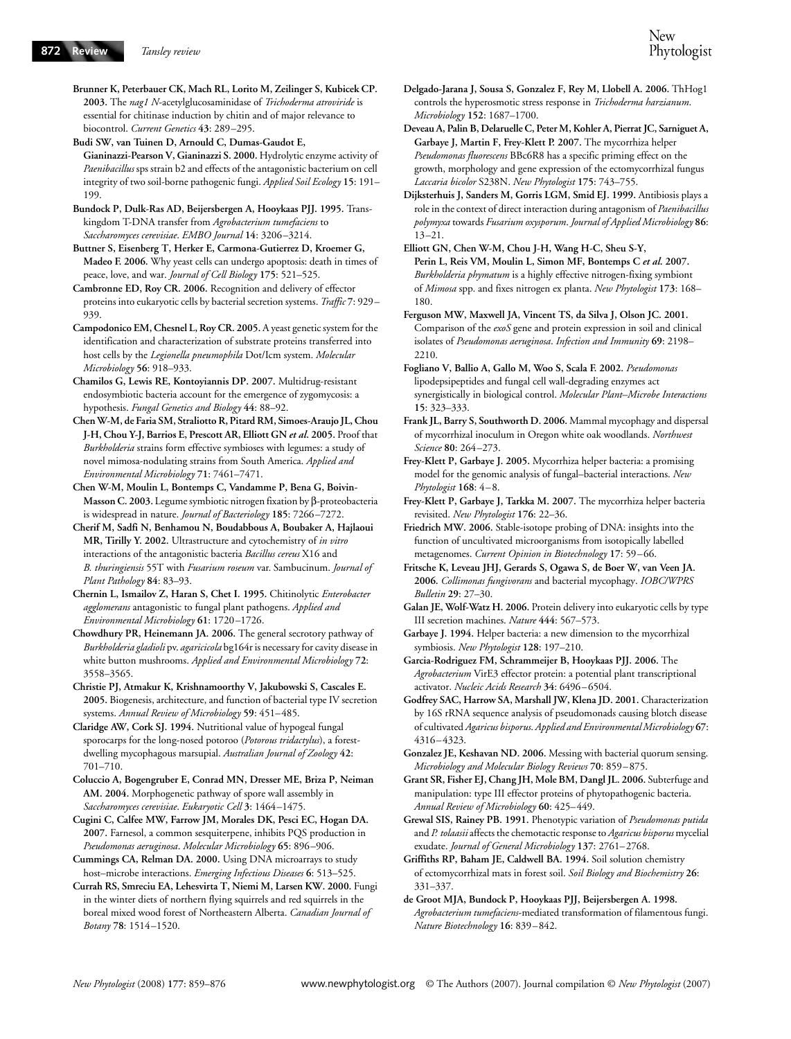**Brunner K, Peterbauer CK, Mach RL, Lorito M, Zeilinger S, Kubicek CP. 2003.** The *nag1 N*-acetylglucosaminidase of *Trichoderma atroviride* is essential for chitinase induction by chitin and of major relevance to biocontrol. *Current Genetics* **43**: 289–295.

**Budi SW, van Tuinen D, Arnould C, Dumas-Gaudot E, Gianinazzi-Pearson V, Gianinazzi S. 2000.** Hydrolytic enzyme activity of *Paenibacillus* sps strain b2 and effects of the antagonistic bacterium on cell integrity of two soil-borne pathogenic fungi. *Applied Soil Ecology* **15**: 191–199.

**Bundock P, Dulk-Ras AD, Beijersbergen A, Hooykaas PJJ. 1995.** Trans-kingdom T-DNA transfer from *Agrobacterium tumefaciens* to *Saccharomyces cerevisiae*. *EMBO Journal* **14**: 3206–3214.

**Buttner S, Eisenberg T, Herker E, Carmona-Gutierrez D, Kroemer G, Madeo F. 2006.** Why yeast cells can undergo apoptosis: death in times of peace, love, and war. *Journal of Cell Biology* **175**: 521–525.

**Cambronne ED, Roy CR. 2006.** Recognition and delivery of effector proteins into eukaryotic cells by bacterial secretion systems. *Traffic* **7**: 929–939.

**Campodonico EM, Chesnel L, Roy CR. 2005.** A yeast genetic system for the identification and characterization of substrate proteins transferred into host cells by the *Legionella pneumophila* Dot/Icm system. *Molecular Microbiology* **56**: 918–933.

**Chamilos G, Lewis RE, Kontoyiannis DP. 2007.** Multidrug-resistant endosymbiotic bacteria account for the emergence of zygomycosis: a hypothesis. *Fungal Genetics and Biology* **44**: 88–92.

**Chen W-M, de Faria SM, Straliotto R, Pitard RM, Simoes-Araujo JL, Chou J-H, Chou Y-J, Barrios E, Prescott AR, Elliott GN *et al.* 2005.** Proof that *Burkholderia* strains form effective symbioses with legumes: a study of novel mimosa-nodulating strains from South America. *Applied and Environmental Microbiology* **71**: 7461–7471.

**Chen W-M, Moulin L, Bontemps C, Vandamme P, Bena G, Boivin-Masson C. 2003.** Legume symbiotic nitrogen fixation by β-proteobacteria is widespread in nature. *Journal of Bacteriology* **185**: 7266–7272.

**Cherif M, Sadfi N, Benhamou N, Boudabbous A, Boubaker A, Hajlaoui MR, Tirilly Y. 2002.** Ultrastructure and cytochemistry of *in vitro* interactions of the antagonistic bacteria *Bacillus cereus* X16 and *B. thuringiensis* 55T with *Fusarium roseum* var. Sambucinum. *Journal of Plant Pathology* **84**: 83–93.

**Chernin L, Ismailov Z, Haran S, Chet I. 1995.** Chitinolytic *Enterobacter agglomerans* antagonistic to fungal plant pathogens. *Applied and Environmental Microbiology* **61**: 1720–1726.

**Chowdhury PR, Heinemann JA. 2006.** The general secretory pathway of *Burkholderia gladioli* pv. *agaricicola* bg164r is necessary for cavity disease in white button mushrooms. *Applied and Environmental Microbiology* **72**: 3558–3565.

**Christie PJ, Atmakur K, Krishnamoorthy V, Jakubowski S, Cascales E. 2005.** Biogenesis, architecture, and function of bacterial type IV secretion systems. *Annual Review of Microbiology* **59**: 451–485.

**Claridge AW, Cork SJ. 1994.** Nutritional value of hypogeal fungal sporocarps for the long-nosed potoroo (*Potorous tridactylus*), a forest-dwelling mycophagous marsupial. *Australian Journal of Zoology* **42**: 701–710.

**Coluccio A, Bogengruber E, Conrad MN, Dresser ME, Briza P, Neiman AM. 2004.** Morphogenetic pathway of spore wall assembly in *Saccharomyces cerevisiae*. *Eukaryotic Cell* **3**: 1464–1475.

**Cugini C, Calfee MW, Farrow JM, Morales DK, Pesci EC, Hogan DA. 2007.** Farnesol, a common sesquiterpene, inhibits PQS production in *Pseudomonas aeruginosa*. *Molecular Microbiology* **65**: 896–906.

**Cummings CA, Relman DA. 2000.** Using DNA microarrays to study host–microbe interactions. *Emerging Infectious Diseases* **6**: 513–525.

**Currah RS, Smreciu EA, Lehesvirta T, Niemi M, Larsen KW. 2000.** Fungi in the winter diets of northern flying squirrels and red squirrels in the boreal mixed wood forest of Northeastern Alberta. *Canadian Journal of Botany* **78**: 1514–1520.

**Delgado-Jarana J, Sousa S, Gonzalez F, Rey M, Llobell A. 2006.** ThHog1 controls the hyperosmotic stress response in *Trichoderma harzianum*. *Microbiology* **152**: 1687–1700.

**Deveau A, Palin B, Delaruelle C, Peter M, Kohler A, Pierrat JC, Sarniguet A, Garbaye J, Martin F, Frey-Klett P. 2007.** The mycorrhiza helper *Pseudomonas fluorescens* BBc6R8 has a specific priming effect on the growth, morphology and gene expression of the ectomycorrhizal fungus *Laccaria bicolor* S238N. *New Phytologist* **175**: 743–755.

**Dijksterhuis J, Sanders M, Gorris LGM, Smid EJ. 1999.** Antibiosis plays a role in the context of direct interaction during antagonism of *Paenibacillus polymyxa* towards *Fusarium oxysporum*. *Journal of Applied Microbiology* **86**: 13–21.

**Elliott GN, Chen W-M, Chou J-H, Wang H-C, Sheu S-Y, Perin L, Reis VM, Moulin L, Simon MF, Bontemps C *et al.* 2007.** *Burkholderia phymatum* is a highly effective nitrogen-fixing symbiont of *Mimosa* spp. and fixes nitrogen ex planta. *New Phytologist* **173**: 168–180.

**Ferguson MW, Maxwell JA, Vincent TS, da Silva J, Olson JC. 2001.** Comparison of the *exoS* gene and protein expression in soil and clinical isolates of *Pseudomonas aeruginosa*. *Infection and Immunity* **69**: 2198–2210.

**Fogliano V, Ballio A, Gallo M, Woo S, Scala F. 2002.** *Pseudomonas* lipodepsipeptides and fungal cell wall-degrading enzymes act synergistically in biological control. *Molecular Plant–Microbe Interactions* **15**: 323–333.

**Frank JL, Barry S, Southworth D. 2006.** Mammal mycophagy and dispersal of mycorrhizal inoculum in Oregon white oak woodlands. *Northwest Science* **80**: 264–273.

**Frey-Klett P, Garbaye J. 2005.** Mycorrhiza helper bacteria: a promising model for the genomic analysis of fungal–bacterial interactions. *New Phytologist* **168**: 4–8.

**Frey-Klett P, Garbaye J, Tarkka M. 2007.** The mycorrhiza helper bacteria revisited. *New Phytologist* **176**: 22–36.

**Friedrich MW. 2006.** Stable-isotope probing of DNA: insights into the function of uncultivated microorganisms from isotopically labelled metagenomes. *Current Opinion in Biotechnology* **17**: 59–66.

**Fritsche K, Leveau JHJ, Gerards S, Ogawa S, de Boer W, van Veen JA. 2006.** *Collimonas fungivorans* and bacterial mycophagy. *IOBC/WPRS Bulletin* **29**: 27–30.

**Galan JE, Wolf-Watz H. 2006.** Protein delivery into eukaryotic cells by type III secretion machines. *Nature* **444**: 567–573.

**Garbaye J. 1994.** Helper bacteria: a new dimension to the mycorrhizal symbiosis. *New Phytologist* **128**: 197–210.

**Garcia-Rodriguez FM, Schrammeijer B, Hooykaas PJJ. 2006.** The *Agrobacterium* VirE3 effector protein: a potential plant transcriptional activator. *Nucleic Acids Research* **34**: 6496–6504.

**Godfrey SAC, Harrow SA, Marshall JW, Klena JD. 2001.** Characterization by 16S rRNA sequence analysis of pseudomonads causing blotch disease of cultivated *Agaricus bisporus*. *Applied and Environmental Microbiology* **67**: 4316–4323.

**Gonzalez JE, Keshavan ND. 2006.** Messing with bacterial quorum sensing. *Microbiology and Molecular Biology Reviews* **70**: 859–875.

**Grant SR, Fisher EJ, Chang JH, Mole BM, Dangl JL. 2006.** Subterfuge and manipulation: type III effector proteins of phytopathogenic bacteria. *Annual Review of Microbiology* **60**: 425–449.

**Grewal SIS, Rainey PB. 1991.** Phenotypic variation of *Pseudomonas putida* and *P. tolaasii* affects the chemotactic response to *Agaricus bisporus* mycelial exudate. *Journal of General Microbiology* **137**: 2761–2768.

**Griffiths RP, Baham JE, Caldwell BA. 1994.** Soil solution chemistry of ectomycorrhizal mats in forest soil. *Soil Biology and Biochemistry* **26**: 331–337.

**de Groot MJA, Bundock P, Hooykaas PJJ, Beijersbergen A. 1998.** *Agrobacterium tumefaciens*-mediated transformation of filamentous fungi. *Nature Biotechnology* **16**: 839–842.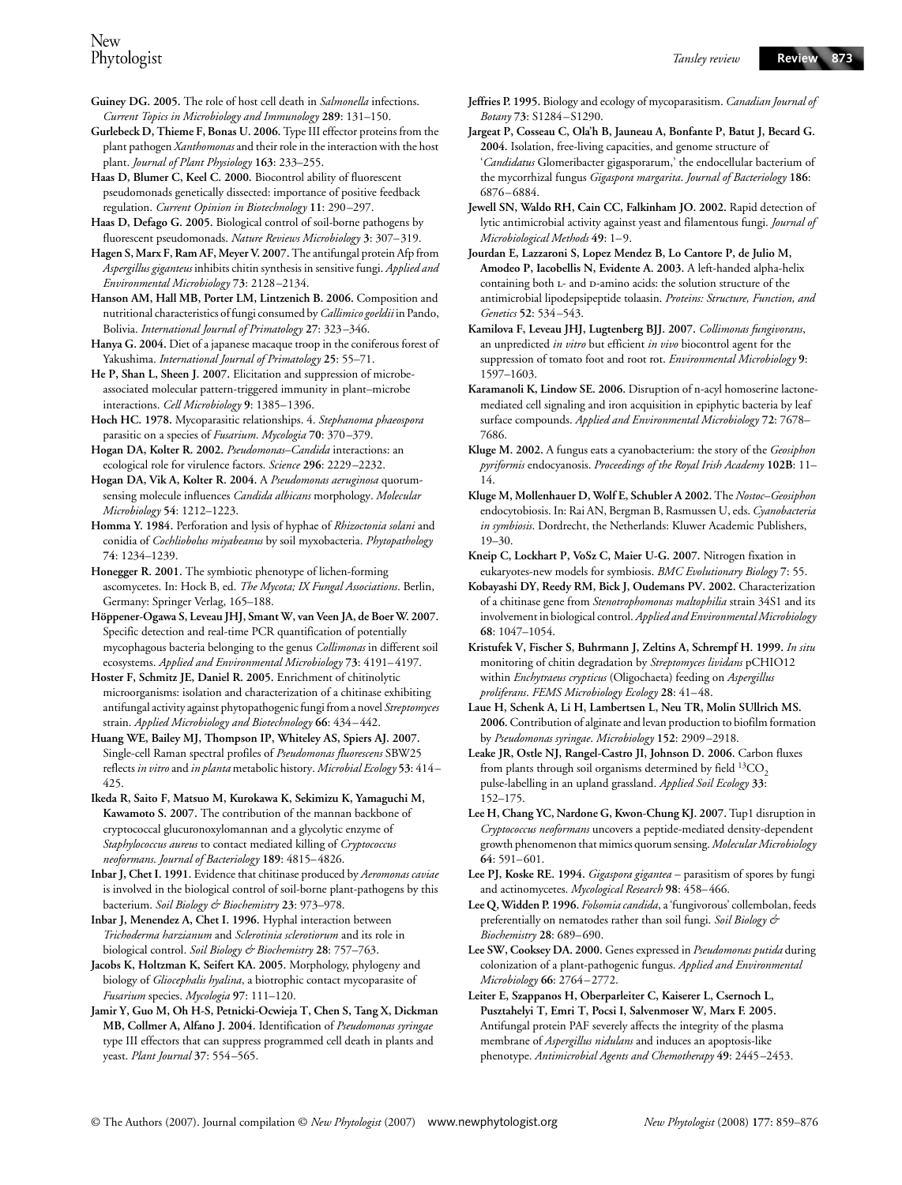**Guiney DG. 2005.** The role of host cell death in *Salmonella* infections. *Current Topics in Microbiology and Immunology* **289**: 131–150.

**Gurlebeck D, Thieme F, Bonas U. 2006.** Type III effector proteins from the plant pathogen *Xanthomonas* and their role in the interaction with the host plant. *Journal of Plant Physiology* **163**: 233–255.

**Haas D, Blumer C, Keel C. 2000.** Biocontrol ability of fluorescent pseudomonads genetically dissected: importance of positive feedback regulation. *Current Opinion in Biotechnology* **11**: 290–297.

**Haas D, Defago G. 2005.** Biological control of soil-borne pathogens by fluorescent pseudomonads. *Nature Reviews Microbiology* **3**: 307–319.

**Hagen S, Marx F, Ram AF, Meyer V. 2007.** The antifungal protein Afp from *Aspergillus giganteus* inhibits chitin synthesis in sensitive fungi. *Applied and Environmental Microbiology* **73**: 2128–2134.

**Hanson AM, Hall MB, Porter LM, Lintzenich B. 2006.** Composition and nutritional characteristics of fungi consumed by *Callimico goeldii* in Pando, Bolivia. *International Journal of Primatology* **27**: 323–346.

**Hanya G. 2004.** Diet of a japanese macaque troop in the coniferous forest of Yakushima. *International Journal of Primatology* **25**: 55–71.

**He P, Shan L, Sheen J. 2007.** Elicitation and suppression of microbe-associated molecular pattern-triggered immunity in plant–microbe interactions. *Cell Microbiology* **9**: 1385–1396.

**Hoch HC. 1978.** Mycoparasitic relationships. 4. *Stephanoma phaeospora* parasitic on a species of *Fusarium*. *Mycologia* **70**: 370–379.

**Hogan DA, Kolter R. 2002.** *Pseudomonas*–*Candida* interactions: an ecological role for virulence factors. *Science* **296**: 2229–2232.

**Hogan DA, Vik A, Kolter R. 2004.** A *Pseudomonas aeruginosa* quorum-sensing molecule influences *Candida albicans* morphology. *Molecular Microbiology* **54**: 1212–1223.

**Homma Y. 1984.** Perforation and lysis of hyphae of *Rhizoctonia solani* and conidia of *Cochliobolus miyabeanus* by soil myxobacteria. *Phytopathology* **74**: 1234–1239.

**Honegger R. 2001.** The symbiotic phenotype of lichen-forming ascomycetes. In: Hock B, ed. *The Mycota; IX Fungal Associations*. Berlin, Germany: Springer Verlag, 165–188.

**Höppener-Ogawa S, Leveau JHJ, Smant W, van Veen JA, de Boer W. 2007.** Specific detection and real-time PCR quantification of potentially mycophagous bacteria belonging to the genus *Collimonas* in different soil ecosystems. *Applied and Environmental Microbiology* **73**: 4191–4197.

**Hoster F, Schmitz JE, Daniel R. 2005.** Enrichment of chitinolytic microorganisms: isolation and characterization of a chitinase exhibiting antifungal activity against phytopathogenic fungi from a novel *Streptomyces* strain. *Applied Microbiology and Biotechnology* **66**: 434–442.

**Huang WE, Bailey MJ, Thompson IP, Whiteley AS, Spiers AJ. 2007.** Single-cell Raman spectral profiles of *Pseudomonas fluorescens* SBW25 reflects *in vitro* and *in planta* metabolic history. *Microbial Ecology* **53**: 414–425.

**Ikeda R, Saito F, Matsuo M, Kurokawa K, Sekimizu K, Yamaguchi M, Kawamoto S. 2007.** The contribution of the mannan backbone of cryptococcal glucuronoxylomannan and a glycolytic enzyme of *Staphylococcus aureus* to contact mediated killing of *Cryptococcus neoformans*. *Journal of Bacteriology* **189**: 4815–4826.

**Inbar J, Chet I. 1991.** Evidence that chitinase produced by *Aeromonas caviae* is involved in the biological control of soil-borne plant-pathogens by this bacterium. *Soil Biology & Biochemistry* **23**: 973–978.

**Inbar J, Menendez A, Chet I. 1996.** Hyphal interaction between *Trichoderma harzianum* and *Sclerotinia sclerotiorum* and its role in biological control. *Soil Biology & Biochemistry* **28**: 757–763.

**Jacobs K, Holtzman K, Seifert KA. 2005.** Morphology, phylogeny and biology of *Gliocephalis hyalina*, a biotrophic contact mycoparasite of *Fusarium* species. *Mycologia* **97**: 111–120.

**Jamir Y, Guo M, Oh H-S, Petnicki-Ocwieja T, Chen S, Tang X, Dickman MB, Collmer A, Alfano J. 2004.** Identification of *Pseudomonas syringae* type III effectors that can suppress programmed cell death in plants and yeast. *Plant Journal* **37**: 554–565.

**Jeffries P. 1995.** Biology and ecology of mycoparasitism. *Canadian Journal of Botany* **73**: S1284–S1290.

**Jargeat P, Cosseau C, Ola'h B, Jauneau A, Bonfante P, Batut J, Becard G. 2004.** Isolation, free-living capacities, and genome structure of '*Candidatus* Glomeribacter gigasporarum,' the endocellular bacterium of the mycorrhizal fungus *Gigaspora margarita*. *Journal of Bacteriology* **186**: 6876–6884.

**Jewell SN, Waldo RH, Cain CC, Falkinham JO. 2002.** Rapid detection of lytic antimicrobial activity against yeast and filamentous fungi. *Journal of Microbiological Methods* **49**: 1–9.

**Jourdan E, Lazzaroni S, Lopez Mendez B, Lo Cantore P, de Julio M, Amodeo P, Iacobellis N, Evidente A. 2003.** A left-handed alpha-helix containing both L- and D-amino acids: the solution structure of the antimicrobial lipodepsipeptide tolaasin. *Proteins: Structure, Function, and Genetics* **52**: 534–543.

**Kamilova F, Leveau JHJ, Lugtenberg BJJ. 2007.** *Collimonas fungivorans*, an unpredicted *in vitro* but efficient *in vivo* biocontrol agent for the suppression of tomato foot and root rot. *Environmental Microbiology* **9**: 1597–1603.

**Karamanoli K, Lindow SE. 2006.** Disruption of n-acyl homoserine lactone-mediated cell signaling and iron acquisition in epiphytic bacteria by leaf surface compounds. *Applied and Environmental Microbiology* **72**: 7678–7686.

**Kluge M. 2002.** A fungus eats a cyanobacterium: the story of the *Geosiphon pyriformis* endocyanosis. *Proceedings of the Royal Irish Academy* **102B**: 11–14.

**Kluge M, Mollenhauer D, Wolf E, Schubler A 2002.** The *Nostoc*–*Geosiphon* endocytobiosis. In: Rai AN, Bergman B, Rasmussen U, eds. *Cyanobacteria in symbiosis*. Dordrecht, the Netherlands: Kluwer Academic Publishers, 19–30.

**Kneip C, Lockhart P, VoSz C, Maier U-G. 2007.** Nitrogen fixation in eukaryotes-new models for symbiosis. *BMC Evolutionary Biology* **7**: 55.

**Kobayashi DY, Reedy RM, Bick J, Oudemans PV. 2002.** Characterization of a chitinase gene from *Stenotrophomonas maltophilia* strain 34S1 and its involvement in biological control. *Applied and Environmental Microbiology* **68**: 1047–1054.

**Kristufek V, Fischer S, Buhrmann J, Zeltins A, Schrempf H. 1999.** *In situ* monitoring of chitin degradation by *Streptomyces lividans* pCHIO12 within *Enchytraeus crypticus* (Oligochaeta) feeding on *Aspergillus proliferans*. *FEMS Microbiology Ecology* **28**: 41–48.

**Laue H, Schenk A, Li H, Lambertsen L, Neu TR, Molin SUllrich MS. 2006.** Contribution of alginate and levan production to biofilm formation by *Pseudomonas syringae*. *Microbiology* **152**: 2909–2918.

**Leake JR, Ostle NJ, Rangel-Castro JI, Johnson D. 2006.** Carbon fluxes from plants through soil organisms determined by field $^{13}CO_2$ pulse-labelling in an upland grassland. *Applied Soil Ecology* **33**: 152–175.

**Lee H, Chang YC, Nardone G, Kwon-Chung KJ. 2007.** Tup1 disruption in *Cryptococcus neoformans* uncovers a peptide-mediated density-dependent growth phenomenon that mimics quorum sensing. *Molecular Microbiology* **64**: 591–601.

**Lee PJ, Koske RE. 1994.** *Gigaspora gigantea* – parasitism of spores by fungi and actinomycetes. *Mycological Research* **98**: 458–466.

**Lee Q, Widden P. 1996.** *Folsomia candida*, a 'fungivorous' collembolan, feeds preferentially on nematodes rather than soil fungi. *Soil Biology & Biochemistry* **28**: 689–690.

**Lee SW, Cooksey DA. 2000.** Genes expressed in *Pseudomonas putida* during colonization of a plant-pathogenic fungus. *Applied and Environmental Microbiology* **66**: 2764–2772.

**Leiter E, Szappanos H, Oberparleiter C, Kaiserer L, Csernoch L, Pusztahelyi T, Emri T, Pocsi I, Salvenmoser W, Marx F. 2005.** Antifungal protein PAF severely affects the integrity of the plasma membrane of *Aspergillus nidulans* and induces an apoptosis-like phenotype. *Antimicrobial Agents and Chemotherapy* **49**: 2445–2453.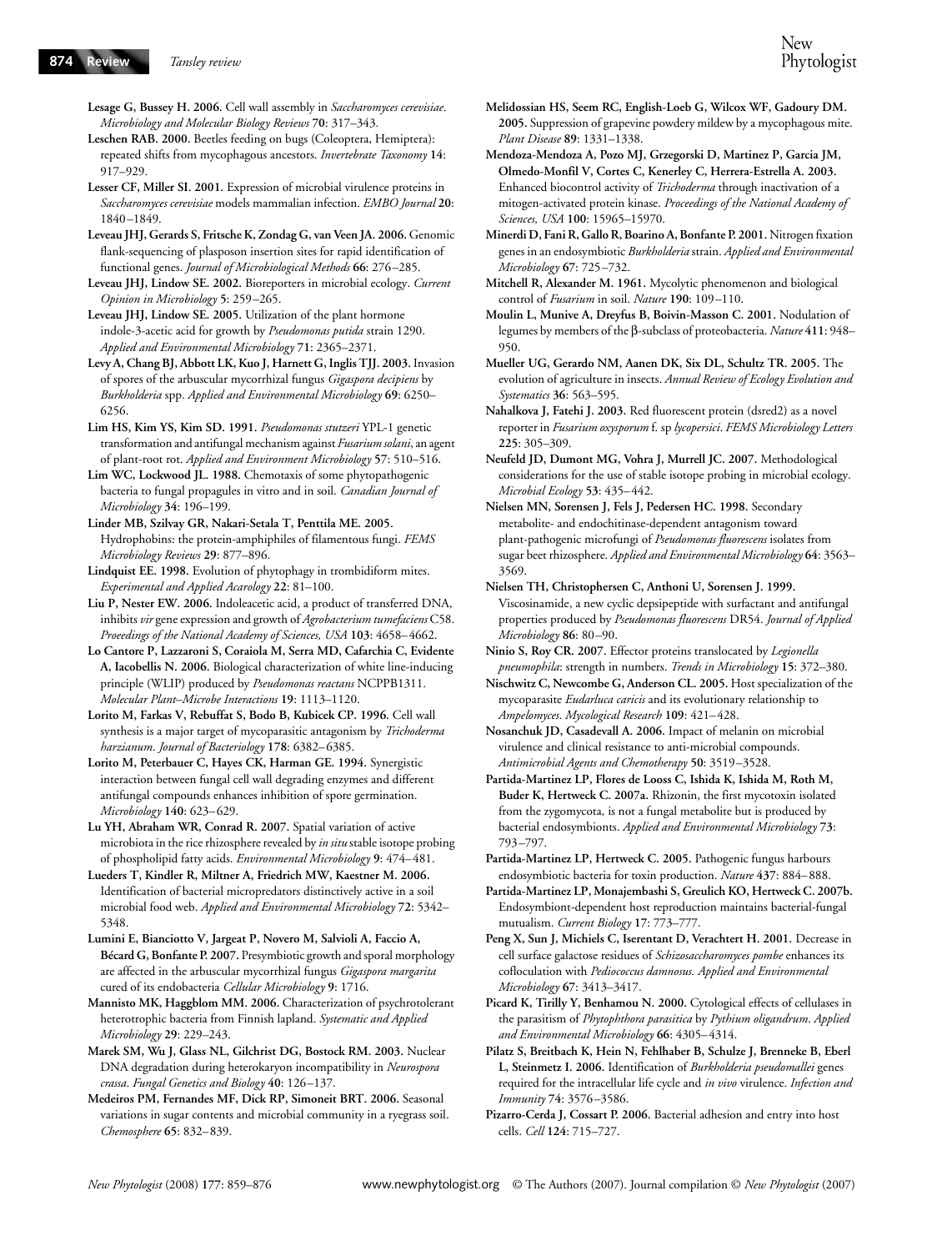**Lesage G, Bussey H. 2006.** Cell wall assembly in *Saccharomyces cerevisiae*. *Microbiology and Molecular Biology Reviews* **70**: 317–343.

**Leschen RAB. 2000.** Beetles feeding on bugs (Coleoptera, Hemiptera): repeated shifts from mycophagous ancestors. *Invertebrate Taxonomy* **14**: 917–929.

**Lesser CF, Miller SI. 2001.** Expression of microbial virulence proteins in *Saccharomyces cerevisiae* models mammalian infection. *EMBO Journal* **20**: 1840–1849.

**Leveau JHJ, Gerards S, Fritsche K, Zondag G, van Veen JA. 2006.** Genomic flank-sequencing of plasposon insertion sites for rapid identification of functional genes. *Journal of Microbiological Methods* **66**: 276–285.

**Leveau JHJ, Lindow SE. 2002.** Bioreporters in microbial ecology. *Current Opinion in Microbiology* **5**: 259–265.

**Leveau JHJ, Lindow SE. 2005.** Utilization of the plant hormone indole-3-acetic acid for growth by *Pseudomonas putida* strain 1290. *Applied and Environmental Microbiology* **71**: 2365–2371.

**Levy A, Chang BJ, Abbott LK, Kuo J, Harnett G, Inglis TJJ. 2003.** Invasion of spores of the arbuscular mycorrhizal fungus *Gigaspora decipiens* by *Burkholderia* spp. *Applied and Environmental Microbiology* **69**: 6250–6256.

**Lim HS, Kim YS, Kim SD. 1991.** *Pseudomonas stutzeri* YPL-1 genetic transformation and antifungal mechanism against *Fusarium solani*, an agent of plant-root rot. *Applied and Environment Microbiology* **57**: 510–516.

**Lim WC, Lockwood JL. 1988.** Chemotaxis of some phytopathogenic bacteria to fungal propagules in vitro and in soil. *Canadian Journal of Microbiology* **34**: 196–199.

**Linder MB, Szilvay GR, Nakari-Setala T, Penttila ME. 2005.** Hydrophobins: the protein-amphiphiles of filamentous fungi. *FEMS Microbiology Reviews* **29**: 877–896.

**Lindquist EE. 1998.** Evolution of phytophagy in trombidiform mites. *Experimental and Applied Acarology* **22**: 81–100.

**Liu P, Nester EW. 2006.** Indoleacetic acid, a product of transferred DNA, inhibits *vir* gene expression and growth of *Agrobacterium tumefaciens* C58. *Proeedings of the National Academy of Sciences, USA* **103**: 4658–4662.

**Lo Cantore P, Lazzaroni S, Coraiola M, Serra MD, Cafarchia C, Evidente A, Iacobellis N. 2006.** Biological characterization of white line-inducing principle (WLIP) produced by *Pseudomonas reactans* NCPPB1311. *Molecular Plant–Microbe Interactions* **19**: 1113–1120.

**Lorito M, Farkas V, Rebuffat S, Bodo B, Kubicek CP. 1996.** Cell wall synthesis is a major target of mycoparasitic antagonism by *Trichoderma harzianum*. *Journal of Bacteriology* **178**: 6382–6385.

**Lorito M, Peterbauer C, Hayes CK, Harman GE. 1994.** Synergistic interaction between fungal cell wall degrading enzymes and different antifungal compounds enhances inhibition of spore germination. *Microbiology* **140**: 623–629.

**Lu YH, Abraham WR, Conrad R. 2007.** Spatial variation of active microbiota in the rice rhizosphere revealed by *in situ* stable isotope probing of phospholipid fatty acids. *Environmental Microbiology* **9**: 474–481.

**Lueders T, Kindler R, Miltner A, Friedrich MW, Kaestner M. 2006.** Identification of bacterial micropredators distinctively active in a soil microbial food web. *Applied and Environmental Microbiology* **72**: 5342–5348.

**Lumini E, Bianciotto V, Jargeat P, Novero M, Salvioli A, Faccio A, Bécard G, Bonfante P. 2007.** Presymbiotic growth and sporal morphology are affected in the arbuscular mycorrhizal fungus *Gigaspora margarita* cured of its endobacteria *Cellular Microbiology* **9**: 1716.

**Mannisto MK, Haggblom MM. 2006.** Characterization of psychrotolerant heterotrophic bacteria from Finnish lapland. *Systematic and Applied Microbiology* **29**: 229–243.

**Marek SM, Wu J, Glass NL, Gilchrist DG, Bostock RM. 2003.** Nuclear DNA degradation during heterokaryon incompatibility in *Neurospora crassa*. *Fungal Genetics and Biology* **40**: 126–137.

**Medeiros PM, Fernandes MF, Dick RP, Simoneit BRT. 2006.** Seasonal variations in sugar contents and microbial community in a ryegrass soil. *Chemosphere* **65**: 832–839.

**Melidossian HS, Seem RC, English-Loeb G, Wilcox WF, Gadoury DM. 2005.** Suppression of grapevine powdery mildew by a mycophagous mite. *Plant Disease* **89**: 1331–1338.

**Mendoza-Mendoza A, Pozo MJ, Grzegorski D, Martinez P, Garcia JM, Olmedo-Monfil V, Cortes C, Kenerley C, Herrera-Estrella A. 2003.** Enhanced biocontrol activity of *Trichoderma* through inactivation of a mitogen-activated protein kinase. *Proceedings of the National Academy of Sciences, USA* **100**: 15965–15970.

**Minerdi D, Fani R, Gallo R, Boarino A, Bonfante P. 2001.** Nitrogen fixation genes in an endosymbiotic *Burkholderia* strain. *Applied and Environmental Microbiology* **67**: 725–732.

**Mitchell R, Alexander M. 1961.** Mycolytic phenomenon and biological control of *Fusarium* in soil. *Nature* **190**: 109–110.

**Moulin L, Munive A, Dreyfus B, Boivin-Masson C. 2001.** Nodulation of legumes by members of the β-subclass of proteobacteria. *Nature* **411**: 948–950.

**Mueller UG, Gerardo NM, Aanen DK, Six DL, Schultz TR. 2005.** The evolution of agriculture in insects. *Annual Review of Ecology Evolution and Systematics* **36**: 563–595.

**Nahalkova J, Fatehi J. 2003.** Red fluorescent protein (dsred2) as a novel reporter in *Fusarium oxysporum* f. sp *lycopersici*. *FEMS Microbiology Letters* **225**: 305–309.

**Neufeld JD, Dumont MG, Vohra J, Murrell JC. 2007.** Methodological considerations for the use of stable isotope probing in microbial ecology. *Microbial Ecology* **53**: 435–442.

**Nielsen MN, Sorensen J, Fels J, Pedersen HC. 1998.** Secondary metabolite- and endochitinase-dependent antagonism toward plant-pathogenic microfungi of *Pseudomonas fluorescens* isolates from sugar beet rhizosphere. *Applied and Environmental Microbiology* **64**: 3563–3569.

**Nielsen TH, Christophersen C, Anthoni U, Sorensen J. 1999.** Viscosinamide, a new cyclic depsipeptide with surfactant and antifungal properties produced by *Pseudomonas fluorescens* DR54. *Journal of Applied Microbiology* **86**: 80–90.

**Ninio S, Roy CR. 2007.** Effector proteins translocated by *Legionella pneumophila*: strength in numbers. *Trends in Microbiology* **15**: 372–380.

**Nischwitz C, Newcombe G, Anderson CL. 2005.** Host specialization of the mycoparasite *Eudarluca caricis* and its evolutionary relationship to *Ampelomyces*. *Mycological Research* **109**: 421–428.

**Nosanchuk JD, Casadevall A. 2006.** Impact of melanin on microbial virulence and clinical resistance to anti-microbial compounds. *Antimicrobial Agents and Chemotherapy* **50**: 3519–3528.

**Partida-Martinez LP, Flores de Looss C, Ishida K, Ishida M, Roth M, Buder K, Hertweck C. 2007a.** Rhizonin, the first mycotoxin isolated from the zygomycota, is not a fungal metabolite but is produced by bacterial endosymbionts. *Applied and Environmental Microbiology* **73**: 793–797.

**Partida-Martinez LP, Hertweck C. 2005.** Pathogenic fungus harbours endosymbiotic bacteria for toxin production. *Nature* **437**: 884–888.

**Partida-Martinez LP, Monajembashi S, Greulich KO, Hertweck C. 2007b.** Endosymbiont-dependent host reproduction maintains bacterial-fungal mutualism. *Current Biology* **17**: 773–777.

**Peng X, Sun J, Michiels C, Iserentant D, Verachtert H. 2001.** Decrease in cell surface galactose residues of *Schizosaccharomyces pombe* enhances its cofloculation with *Pediococcus damnosus. Applied and Environmental Microbiology* **67**: 3413–3417.

**Picard K, Tirilly Y, Benhamou N. 2000.** Cytological effects of cellulases in the parasitism of *Phytophthora parasitica* by *Pythium oligandrum*. *Applied and Environmental Microbiology* **66**: 4305–4314.

**Pilatz S, Breitbach K, Hein N, Fehlhaber B, Schulze J, Brenneke B, Eberl L, Steinmetz I. 2006.** Identification of *Burkholderia pseudomallei* genes required for the intracellular life cycle and *in vivo* virulence. *Infection and Immunity* **74**: 3576–3586.

**Pizarro-Cerda J, Cossart P. 2006.** Bacterial adhesion and entry into host cells. *Cell* **124**: 715–727.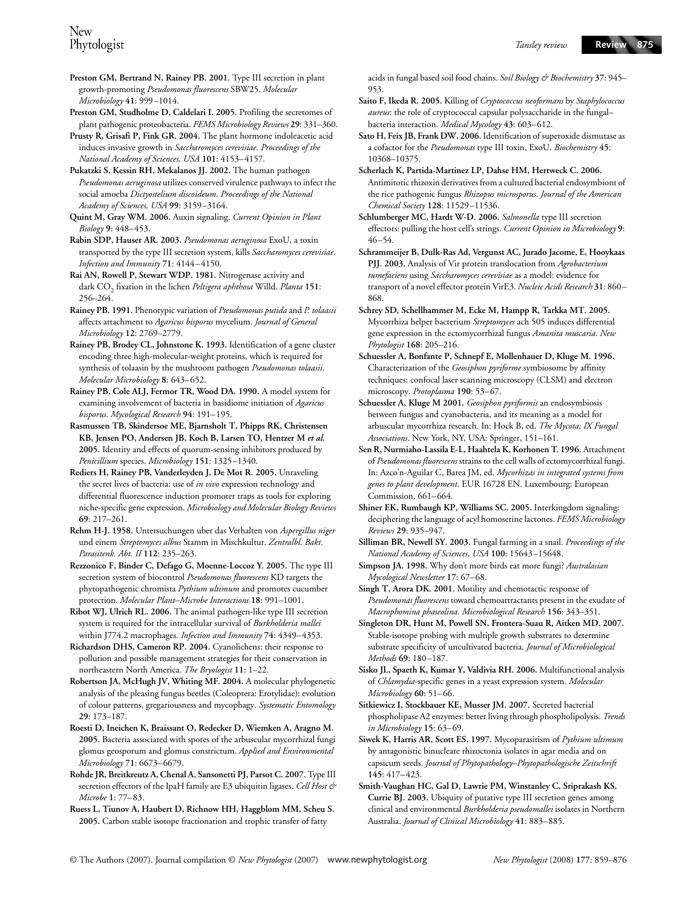**Preston GM, Bertrand N, Rainey PB. 2001.** Type III secretion in plant growth-promoting *Pseudomonas fluorescens* SBW25. *Molecular Microbiology* **41**: 999–1014.

**Preston GM, Studholme D, Caldelari I. 2005.** Profiling the secretomes of plant pathogenic proteobacteria. *FEMS Microbiology Reviews* **29**: 331–360.

**Prusty R, Grisafi P, Fink GR. 2004.** The plant hormone indoleacetic acid induces invasive growth in *Saccharomyces cerevisiae*. *Proceedings of the National Academy of Sciences, USA* **101**: 4153–4157.

**Pukatzki S, Kessin RH, Mekalanos JJ. 2002.** The human pathogen *Pseudomonas aeruginosa* utilizes conserved virulence pathways to infect the social amoeba *Dictyostelium discoideum*. *Proceedings of the National Academy of Sciences, USA* **99**: 3159–3164.

**Quint M, Gray WM. 2006.** Auxin signaling. *Current Opinion in Plant Biology* **9**: 448–453.

**Rabin SDP, Hauser AR. 2003.** *Pseudomonas aeruginosa* ExoU, a toxin transported by the type III secretion system, kills *Saccharomyces cerevisiae*. *Infection and Immunity* **71**: 4144–4150.

**Rai AN, Rowell P, Stewart WDP. 1981.** Nitrogenase activity and dark $CO_2$ fixation in the lichen *Peltigera aphthosa* Willd. *Planta* **151**: 256–264.

**Rainey PB. 1991.** Phenotypic variation of *Pseudomonas putida* and *P. tolaasii* affects attachment to *Agaricus bisporus* mycelium. *Journal of General Microbiology* **12**: 2769–2779.

**Rainey PB, Brodey CL, Johnstone K. 1993.** Identification of a gene cluster encoding three high-molecular-weight proteins, which is required for synthesis of tolaasin by the mushroom pathogen *Pseudomonas tolaasii*. *Molecular Microbiology* **8**: 643–652.

**Rainey PB, Cole ALJ, Fermor TR, Wood DA. 1990.** A model system for examining involvement of bacteria in basidiome initiation of *Agaricus bisporus*. *Mycological Research* **94**: 191–195.

**Rasmussen TB, Skindersoe ME, Bjarnsholt T, Phipps RK, Christensen KB, Jensen PO, Andersen JB, Koch B, Larsen TO, Hentzer M *et al.* 2005.** Identity and effects of quorum-sensing inhibitors produced by *Penicillium* species. *Microbiology* **151**: 1325–1340.

**Rediers H, Rainey PB, Vanderleyden J, De Mot R. 2005.** Unraveling the secret lives of bacteria: use of *in vivo* expression technology and differential fluorescence induction promoter traps as tools for exploring niche-specific gene expression. *Microbiology and Molecular Biology Reviews* **69**: 217–261.

**Rehm H-J. 1958.** Untersuchungen uber das Verhalten von *Aspergillus niger* und einem *Streptomyces albus* Stamm in Mischkultur. *Zentralbl. Bakt. Parasitenk. Abt. II* **112**: 235–263.

**Rezzonico F, Binder C, Defago G, Moenne-Loccoz Y. 2005.** The type III secretion system of biocontrol *Pseudomonas fluorescens* KD targets the phytopathogenic chromista *Pythium ultimum* and promotes cucumber protection. *Molecular Plant–Microbe Interactions* **18**: 991–1001.

**Ribot WJ, Ulrich RL. 2006.** The animal pathogen-like type III secretion system is required for the intracellular survival of *Burkholderia mallei* within J774.2 macrophages. *Infection and Immunity* **74**: 4349–4353.

**Richardson DHS, Cameron RP. 2004.** Cyanolichens: their response to pollution and possible management strategies for their conservation in northeastern North America. *The Bryologist* **11**: 1–22.

**Robertson JA, McHugh JV, Whiting MF. 2004.** A molecular phylogenetic analysis of the pleasing fungus beetles (Coleoptera: Erotylidae): evolution of colour patterns, gregariousness and mycophagy. *Systematic Entomology* **29**: 173–187.

**Roesti D, Ineichen K, Braissant O, Redecker D, Wiemken A, Aragno M. 2005.** Bacteria associated with spores of the arbuscular mycorrhizal fungi glomus geosporum and glomus constrictum. *Applied and Environmental Microbiology* **71**: 6673–6679.

**Rohde JR, Breitkreutz A, Chenal A, Sansonetti PJ, Parsot C. 2007.** Type III secretion effectors of the IpaH family are E3 ubiquitin ligases. *Cell Host & Microbe* **1**: 77–83.

**Ruess L, Tiunov A, Haubert D, Richnow HH, Haggblom MM, Scheu S. 2005.** Carbon stable isotope fractionation and trophic transfer of fatty acids in fungal based soil food chains. *Soil Biology & Biochemistry* **37**: 945–953.

**Saito F, Ikeda R. 2005.** Killing of *Cryptococcus neoformans* by *Staphylococcus aureus*: the role of cryptococcal capsular polysaccharide in the fungal–bacteria interaction. *Medical Mycology* **43**: 603–612.

**Sato H, Feix JB, Frank DW. 2006.** Identification of superoxide dismutase as a cofactor for the *Pseudomonas* type III toxin, ExoU. *Biochemistry* **45**: 10368–10375.

**Scherlach K, Partida-Martinez LP, Dahse HM, Hertweck C. 2006.** Antimitotic rhizoxin derivatives from a cultured bacterial endosymbiont of the rice pathogenic fungus *Rhizopus microsporus*. *Journal of the American Chemical Society* **128**: 11529–11536.

**Schlumberger MC, Hardt W-D. 2006.** *Salmonella* type III secretion effectors: pulling the host cell's strings. *Current Opinion in Microbiology* **9**: 46–54.

**Schrammeijer B, Dulk-Ras Ad, Vergunst AC, Jurado Jacome, E, Hooykaas PJJ. 2003.** Analysis of Vir protein translocation from *Agrobacterium tumefaciens* using *Saccharomyces cerevisiae* as a model: evidence for transport of a novel effector protein VirE3. *Nucleic Acids Research* **31**: 860–868.

**Schrey SD, Schellhammer M, Ecke M, Hampp R, Tarkka MT. 2005.** Mycorrhiza helper bacterium *Streptomyces* ach 505 induces differential gene expression in the ectomycorrhizal fungus *Amanita muscaria*. *New Phytologist* **168**: 205–216.

**Schuessler A, Bonfante P, Schnepf E, Mollenhauer D, Kluge M. 1996.** Characterization of the *Geosiphon pyriforme* symbiosome by affinity techniques: confocal laser scanning microscopy (CLSM) and electron microscopy. *Protoplasma* **190**: 53–67.

**Schuessler A, Kluge M 2001.** *Geosiphon pyriformis* an endosymbiosis between fungus and cyanobacteria, and its meaning as a model for arbuscular mycorrhiza research. In: Hock B, ed. *The Mycota; IX Fungal Associations*. New York, NY, USA: Springer, 151–161.

**Sen R, Nurmiaho-Lassila E-L, Haahtela K, Korhonen T. 1996.** Attachment of *Pseudomonas fluorescens* strains to the cell walls of ectomycorrhizal fungi. In: Azco'n-Aguilar C, Barea JM, ed. *Mycorhizas in integrated systems from genes to plant development*. EUR 16728 EN. Luxembourg: European Commission, 661–664.

**Shiner EK, Rumbaugh KP, Williams SC. 2005.** Interkingdom signaling: deciphering the language of acyl homoserine lactones. *FEMS Microbiology Reviews* **29**: 935–947.

**Silliman BR, Newell SY. 2003.** Fungal farming in a snail. *Proceedings of the National Academy of Sciences, USA* **100**: 15643–15648.

**Simpson JA. 1998.** Why don't more birds eat more fungi? *Australasian Mycological Newsletter* **17**: 67–68.

**Singh T, Arora DK. 2001.** Motility and chemotactic response of *Pseudomonas fluorescens* toward chemoattractants present in the exudate of *Macrophomina phaseolina. Microbiological Research* **156**: 343–351.

**Singleton DR, Hunt M, Powell SN, Frontera-Suau R, Aitken MD. 2007.** Stable-isotope probing with multiple growth substrates to determine substrate specificity of uncultivated bacteria. *Journal of Microbiological Methods* **69**: 180–187.

**Sisko JL, Spaeth K, Kumar Y, Valdivia RH. 2006.** Multifunctional analysis of *Chlamydia*-specific genes in a yeast expression system. *Molecular Microbiology* **60**: 51–66.

**Sitkiewicz I, Stockbauer KE, Musser JM. 2007.** Secreted bacterial phospholipase A2 enzymes: better living through phospholipolysis. *Trends in Microbiology* **15**: 63–69.

**Siwek K, Harris AR, Scott ES. 1997.** Mycoparasitism of *Pythium ultimum* by antagonistic binucleate rhizoctonia isolates in agar media and on capsicum seeds. *Journal of Phytopathology–Phytopathologische Zeitschrift* **145**: 417–423.

**Smith-Vaughan HC, Gal D, Lawrie PM, Winstanley C, Sriprakash KS, Currie BJ. 2003.** Ubiquity of putative type III secretion genes among clinical and environmental *Burkholderia pseudomallei* isolates in Northern Australia. *Journal of Clinical Microbiology* **41**: 883–885.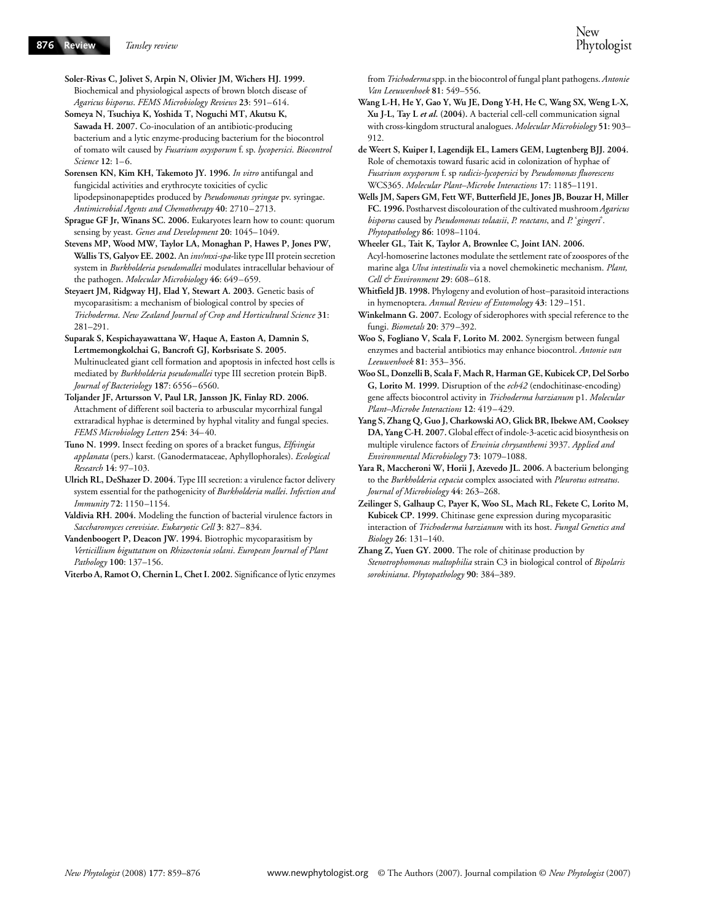**Soler-Rivas C, Jolivet S, Arpin N, Olivier JM, Wichers HJ. 1999.** Biochemical and physiological aspects of brown blotch disease of *Agaricus bisporus*. *FEMS Microbiology Reviews* **23**: 591–614.

**Someya N, Tsuchiya K, Yoshida T, Noguchi MT, Akutsu K, Sawada H. 2007.** Co-inoculation of an antibiotic-producing bacterium and a lytic enzyme-producing bacterium for the biocontrol of tomato wilt caused by *Fusarium oxysporum* f. sp. *lycopersici*. *Biocontrol Science* **12**: 1–6.

**Sorensen KN, Kim KH, Takemoto JY. 1996.** *In vitro* antifungal and fungicidal activities and erythrocyte toxicities of cyclic lipodepsinonapeptides produced by *Pseudomonas syringae* pv. syringae. *Antimicrobial Agents and Chemotherapy* **40**: 2710–2713.

**Sprague GF Jr, Winans SC. 2006.** Eukaryotes learn how to count: quorum sensing by yeast. *Genes and Development* **20**: 1045–1049.

**Stevens MP, Wood MW, Taylor LA, Monaghan P, Hawes P, Jones PW, Wallis TS, Galyov EE. 2002.** An *inv/mxi-spa*-like type III protein secretion system in *Burkholderia pseudomallei* modulates intracellular behaviour of the pathogen. *Molecular Microbiology* **46**: 649–659.

**Steyaert JM, Ridgway HJ, Elad Y, Stewart A. 2003.** Genetic basis of mycoparasitism: a mechanism of biological control by species of *Trichoderma*. *New Zealand Journal of Crop and Horticultural Science* **31**: 281–291.

**Suparak S, Kespichayawattana W, Haque A, Easton A, Damnin S, Lertmemongkolchai G, Bancroft GJ, Korbsrisate S. 2005.** Multinucleated giant cell formation and apoptosis in infected host cells is mediated by *Burkholderia pseudomallei* type III secretion protein BipB. *Journal of Bacteriology* **187**: 6556–6560.

**Toljander JF, Artursson V, Paul LR, Jansson JK, Finlay RD. 2006.** Attachment of different soil bacteria to arbuscular mycorrhizal fungal extraradical hyphae is determined by hyphal vitality and fungal species. *FEMS Microbiology Letters* **254**: 34–40.

**Tuno N. 1999.** Insect feeding on spores of a bracket fungus, *Elfvingia applanata* (pers.) karst. (Ganodermataceae, Aphyllophorales). *Ecological Research* **14**: 97–103.

**Ulrich RL, DeShazer D. 2004.** Type III secretion: a virulence factor delivery system essential for the pathogenicity of *Burkholderia mallei*. *Infection and Immunity* **72**: 1150–1154.

**Valdivia RH. 2004.** Modeling the function of bacterial virulence factors in *Saccharomyces cerevisiae*. *Eukaryotic Cell* **3**: 827–834.

**Vandenboogert P, Deacon JW. 1994.** Biotrophic mycoparasitism by *Verticillium biguttatum* on *Rhizoctonia solani*. *European Journal of Plant Pathology* **100**: 137–156.

**Viterbo A, Ramot O, Chernin L, Chet I. 2002.** Significance of lytic enzymes from *Trichoderma* spp. in the biocontrol of fungal plant pathogens. *Antonie Van Leeuwenhoek* **81**: 549–556.

**Wang L-H, He Y, Gao Y, Wu JE, Dong Y-H, He C, Wang SX, Weng L-X, Xu J-L, Tay L *et al*. (2004).** A bacterial cell-cell communication signal with cross-kingdom structural analogues. *Molecular Microbiology* **51**: 903–912.

**de Weert S, Kuiper I, Lagendijk EL, Lamers GEM, Lugtenberg BJJ. 2004.** Role of chemotaxis toward fusaric acid in colonization of hyphae of *Fusarium oxysporum* f. sp *radicis-lycopersici* by *Pseudomonas fluorescens* WCS365. *Molecular Plant–Microbe Interactions* **17**: 1185–1191.

**Wells JM, Sapers GM, Fett WF, Butterfield JE, Jones JB, Bouzar H, Miller FC. 1996.** Postharvest discolouration of the cultivated mushroom *Agaricus bisporus* caused by *Pseudomonas tolaasii*, *P. reactans*, and *P.* '*gingeri*'. *Phytopathology* **86**: 1098–1104.

**Wheeler GL, Tait K, Taylor A, Brownlee C, Joint IAN. 2006.** Acyl-homoserine lactones modulate the settlement rate of zoospores of the marine alga *Ulva intestinalis* via a novel chemokinetic mechanism. *Plant, Cell & Environment* **29**: 608–618.

**Whitfield JB. 1998.** Phylogeny and evolution of host–parasitoid interactions in hymenoptera. *Annual Review of Entomology* **43**: 129–151.

**Winkelmann G. 2007.** Ecology of siderophores with special reference to the fungi. *Biometals* **20**: 379–392.

**Woo S, Fogliano V, Scala F, Lorito M. 2002.** Synergism between fungal enzymes and bacterial antibiotics may enhance biocontrol. *Antonie van Leeuwenhoek* **81**: 353–356.

**Woo SL, Donzelli B, Scala F, Mach R, Harman GE, Kubicek CP, Del Sorbo G, Lorito M. 1999.** Disruption of the *ech42* (endochitinase-encoding) gene affects biocontrol activity in *Trichoderma harzianum* p1. *Molecular Plant–Microbe Interactions* **12**: 419–429.

**Yang S, Zhang Q, Guo J, Charkowski AO, Glick BR, Ibekwe AM, Cooksey DA, Yang C-H. 2007.** Global effect of indole-3-acetic acid biosynthesis on multiple virulence factors of *Erwinia chrysanthemi* 3937. *Applied and Environmental Microbiology* **73**: 1079–1088.

**Yara R, Maccheroni W, Horii J, Azevedo JL. 2006.** A bacterium belonging to the *Burkholderia cepacia* complex associated with *Pleurotus ostreatus*. *Journal of Microbiology* **44**: 263–268.

**Zeilinger S, Galhaup C, Payer K, Woo SL, Mach RL, Fekete C, Lorito M, Kubicek CP. 1999.** Chitinase gene expression during mycoparasitic interaction of *Trichoderma harzianum* with its host. *Fungal Genetics and Biology* **26**: 131–140.

**Zhang Z, Yuen GY. 2000.** The role of chitinase production by *Stenotrophomonas maltophilia* strain C3 in biological control of *Bipolaris sorokiniana*. *Phytopathology* **90**: 384–389.